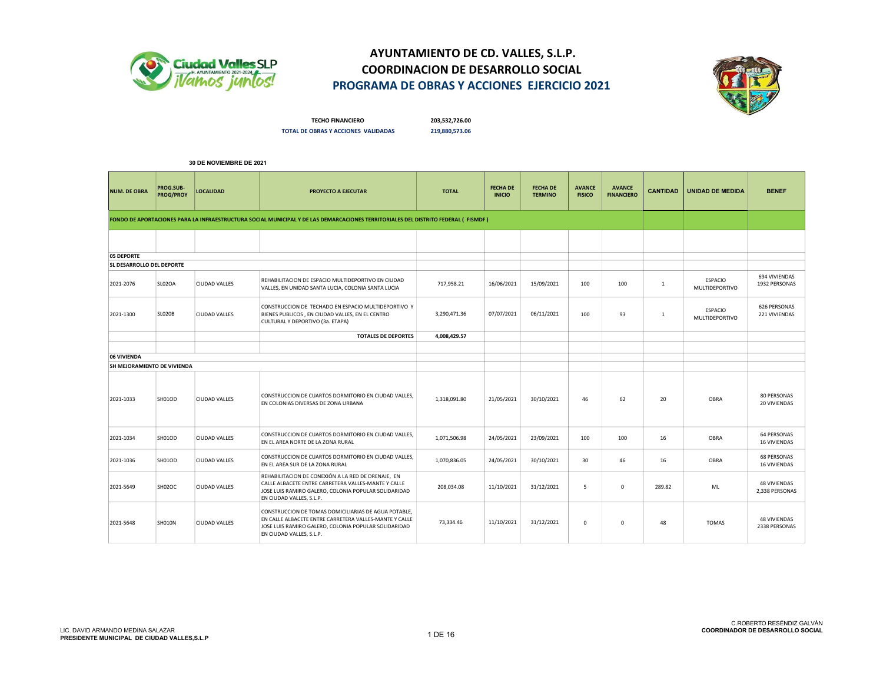# AYUNTAMIENTO DE CD. VALLES, S.L.P.
## COORDINACION DE DESARROLLO SOCIAL
## PROGRAMA DE OBRAS Y ACCIONES EJERCICIO 2021

**TECHO FINANCIERO** **203,532,726.00**
**TOTAL DE OBRAS Y ACCIONES VALIDADAS** **219,880,573.06**

**30 DE NOVIEMBRE DE 2021**

| NUM. DE OBRA | PROG.SUB-PROG/PROY | LOCALIDAD | PROYECTO A EJECUTAR | TOTAL | FECHA DE INICIO | FECHA DE TERMINO | AVANCE FISICO | AVANCE FINANCIERO | CANTIDAD | UNIDAD DE MEDIDA | BENEF |
|---|---|---|---|---|---|---|---|---|---|---|---|
| **FONDO DE APORTACIONES PARA LA INFRAESTRUCTURA SOCIAL MUNICIPAL Y DE LAS DEMARCACIONES TERRITORIALES DEL DISTRITO FEDERAL ( FISMDF )** | | | | | | | | | | | |
| **05 DEPORTE** | | | | | | | | | | | |
| **SL DESARROLLO DEL DEPORTE** | | | | | | | | | | | |
| 2021-2076 | SL02OA | CIUDAD VALLES | REHABILITACION DE ESPACIO MULTIDEPORTIVO EN CIUDAD VALLES, EN UNIDAD SANTA LUCIA, COLONIA SANTA LUCIA | 717,958.21 | 16/06/2021 | 15/09/2021 | 100 | 100 | 1 | ESPACIO MULTIDEPORTIVO | 694 VIVIENDAS 1932 PERSONAS |
| 2021-1300 | SL02OB | CIUDAD VALLES | CONSTRUCCION DE TECHADO EN ESPACIO MULTIDEPORTIVO Y BIENES PUBLICOS , EN CIUDAD VALLES, EN EL CENTRO CULTURAL Y DEPORTIVO (3a. ETAPA) | 3,290,471.36 | 07/07/2021 | 06/11/2021 | 100 | 93 | 1 | ESPACIO MULTIDEPORTIVO | 626 PERSONAS 221 VIVIENDAS |
| | | | **TOTALES DE DEPORTES** | **4,008,429.57** | | | | | | | |
| **06 VIVIENDA** | | | | | | | | | | | |
| **SH MEJORAMIENTO DE VIVIENDA** | | | | | | | | | | | |
| 2021-1033 | SH01OD | CIUDAD VALLES | CONSTRUCCION DE CUARTOS DORMITORIO EN CIUDAD VALLES, EN COLONIAS DIVERSAS DE ZONA URBANA | 1,318,091.80 | 21/05/2021 | 30/10/2021 | 46 | 62 | 20 | OBRA | 80 PERSONAS 20 VIVIENDAS |
| 2021-1034 | SH01OD | CIUDAD VALLES | CONSTRUCCION DE CUARTOS DORMITORIO EN CIUDAD VALLES, EN EL AREA NORTE DE LA ZONA RURAL | 1,071,506.98 | 24/05/2021 | 23/09/2021 | 100 | 100 | 16 | OBRA | 64 PERSONAS 16 VIVIENDAS |
| 2021-1036 | SH01OD | CIUDAD VALLES | CONSTRUCCION DE CUARTOS DORMITORIO EN CIUDAD VALLES, EN EL AREA SUR DE LA ZONA RURAL | 1,070,836.05 | 24/05/2021 | 30/10/2021 | 30 | 46 | 16 | OBRA | 68 PERSONAS 16 VIVIENDAS |
| 2021-5649 | SH02OC | CIUDAD VALLES | REHABILITACION DE CONEXIÓN A LA RED DE DRENAJE, EN CALLE ALBACETE ENTRE CARRETERA VALLES-MANTE Y CALLE JOSE LUIS RAMIRO GALERO, COLONIA POPULAR SOLIDARIDAD EN CIUDAD VALLES, S.L.P. | 208,034.08 | 11/10/2021 | 31/12/2021 | 5 | 0 | 289.82 | ML | 48 VIVIENDAS 2,338 PERSONAS |
| 2021-5648 | SH01ON | CIUDAD VALLES | CONSTRUCCION DE TOMAS DOMICILIARIAS DE AGUA POTABLE, EN CALLE ALBACETE ENTRE CARRETERA VALLES-MANTE Y CALLE JOSE LUIS RAMIRO GALERO, COLONIA POPULAR SOLIDARIDAD EN CIUDAD VALLES, S.L.P. | 73,334.46 | 11/10/2021 | 31/12/2021 | 0 | 0 | 48 | TOMAS | 48 VIVIENDAS 2338 PERSONAS |

LIC. DAVID ARMANDO MEDINA SALAZAR
**PRESIDENTE MUNICIPAL DE CIUDAD VALLES,S.L.P**

C.ROBERTO RESÉNDIZ GALVÁN
**COORDINADOR DE DESARROLLO SOCIAL**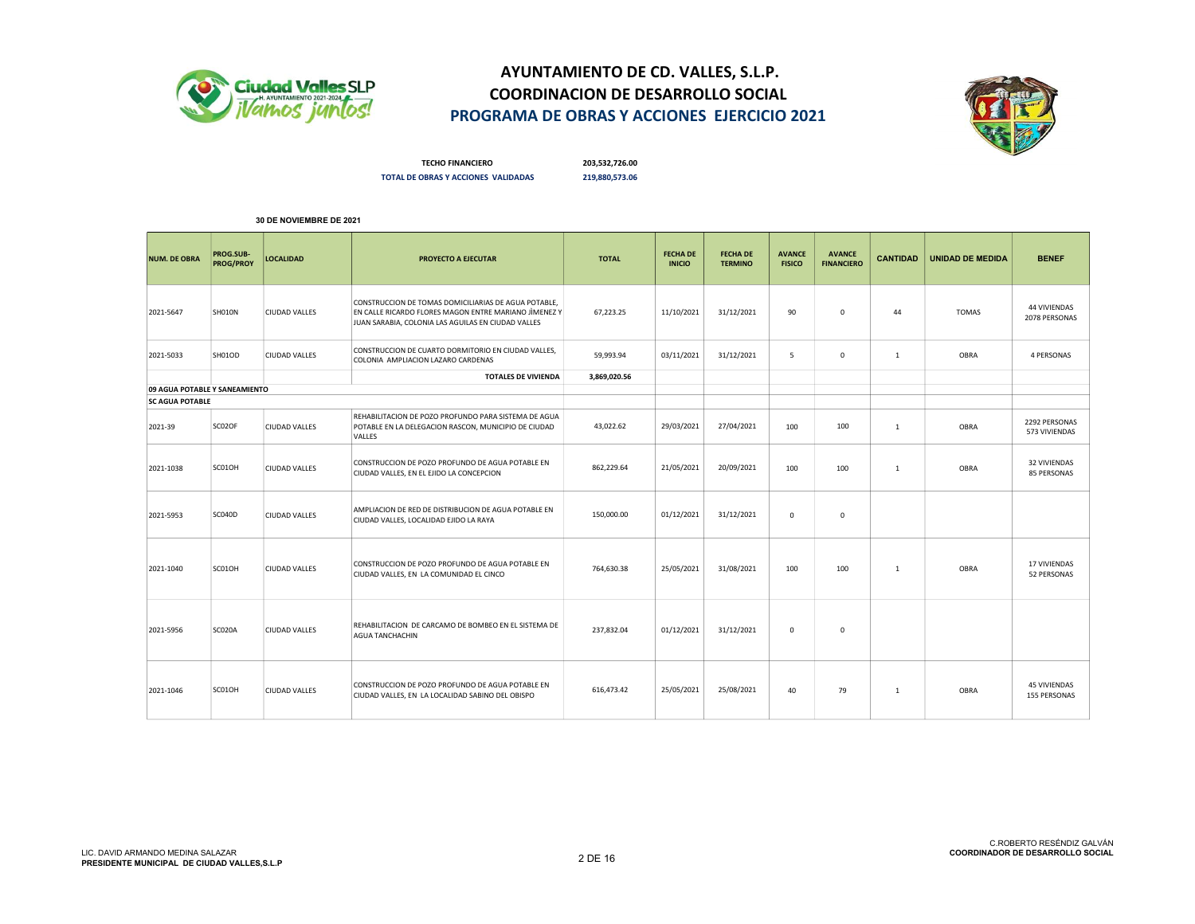# AYUNTAMIENTO DE CD. VALLES, S.L.P.
## COORDINACION DE DESARROLLO SOCIAL
## PROGRAMA DE OBRAS Y ACCIONES EJERCICIO 2021

**TECHO FINANCIERO** 203,532,726.00

**TOTAL DE OBRAS Y ACCIONES VALIDADAS** 219,880,573.06

**30 DE NOVIEMBRE DE 2021**

| NUM. DE OBRA | PROG.SUB-PROG/PROY | LOCALIDAD | PROYECTO A EJECUTAR | TOTAL | FECHA DE INICIO | FECHA DE TERMINO | AVANCE FISICO | AVANCE FINANCIERO | CANTIDAD | UNIDAD DE MEDIDA | BENEF |
|---|---|---|---|---|---|---|---|---|---|---|---|
| 2021-5647 | SH010N | CIUDAD VALLES | CONSTRUCCION DE TOMAS DOMICILIARIAS DE AGUA POTABLE, EN CALLE RICARDO FLORES MAGON ENTRE MARIANO JÍMENEZ Y JUAN SARABIA, COLONIA LAS AGUILAS EN CIUDAD VALLES | 67,223.25 | 11/10/2021 | 31/12/2021 | 90 | 0 | 44 | TOMAS | 44 VIVIENDAS 2078 PERSONAS |
| 2021-5033 | SH01OD | CIUDAD VALLES | CONSTRUCCION DE CUARTO DORMITORIO EN CIUDAD VALLES, COLONIA AMPLIACION LAZARO CARDENAS | 59,993.94 | 03/11/2021 | 31/12/2021 | 5 | 0 | 1 | OBRA | 4 PERSONAS |
| | | | **TOTALES DE VIVIENDA** | **3,869,020.56** | | | | | | | |
| **09 AGUA POTABLE Y SANEAMIENTO** | | | | | | | | | | | |
| **SC AGUA POTABLE** | | | | | | | | | | | |
| 2021-39 | SC02OF | CIUDAD VALLES | REHABILITACION DE POZO PROFUNDO PARA SISTEMA DE AGUA POTABLE EN LA DELEGACION RASCON, MUNICIPIO DE CIUDAD VALLES | 43,022.62 | 29/03/2021 | 27/04/2021 | 100 | 100 | 1 | OBRA | 2292 PERSONAS 573 VIVIENDAS |
| 2021-1038 | SC01OH | CIUDAD VALLES | CONSTRUCCION DE POZO PROFUNDO DE AGUA POTABLE EN CIUDAD VALLES, EN EL EJIDO LA CONCEPCION | 862,229.64 | 21/05/2021 | 20/09/2021 | 100 | 100 | 1 | OBRA | 32 VIVIENDAS 85 PERSONAS |
| 2021-5953 | SC040D | CIUDAD VALLES | AMPLIACION DE RED DE DISTRIBUCION DE AGUA POTABLE EN CIUDAD VALLES, LOCALIDAD EJIDO LA RAYA | 150,000.00 | 01/12/2021 | 31/12/2021 | 0 | 0 | | | |
| 2021-1040 | SC01OH | CIUDAD VALLES | CONSTRUCCION DE POZO PROFUNDO DE AGUA POTABLE EN CIUDAD VALLES, EN LA COMUNIDAD EL CINCO | 764,630.38 | 25/05/2021 | 31/08/2021 | 100 | 100 | 1 | OBRA | 17 VIVIENDAS 52 PERSONAS |
| 2021-5956 | SC020A | CIUDAD VALLES | REHABILITACION DE CARCAMO DE BOMBEO EN EL SISTEMA DE AGUA TANCHACHIN | 237,832.04 | 01/12/2021 | 31/12/2021 | 0 | 0 | | | |
| 2021-1046 | SC01OH | CIUDAD VALLES | CONSTRUCCION DE POZO PROFUNDO DE AGUA POTABLE EN CIUDAD VALLES, EN LA LOCALIDAD SABINO DEL OBISPO | 616,473.42 | 25/05/2021 | 25/08/2021 | 40 | 79 | 1 | OBRA | 45 VIVIENDAS 155 PERSONAS |

LIC. DAVID ARMANDO MEDINA SALAZAR
**PRESIDENTE MUNICIPAL DE CIUDAD VALLES,S.L.P**

C.ROBERTO RESÉNDIZ GALVÁN
**COORDINADOR DE DESARROLLO SOCIAL**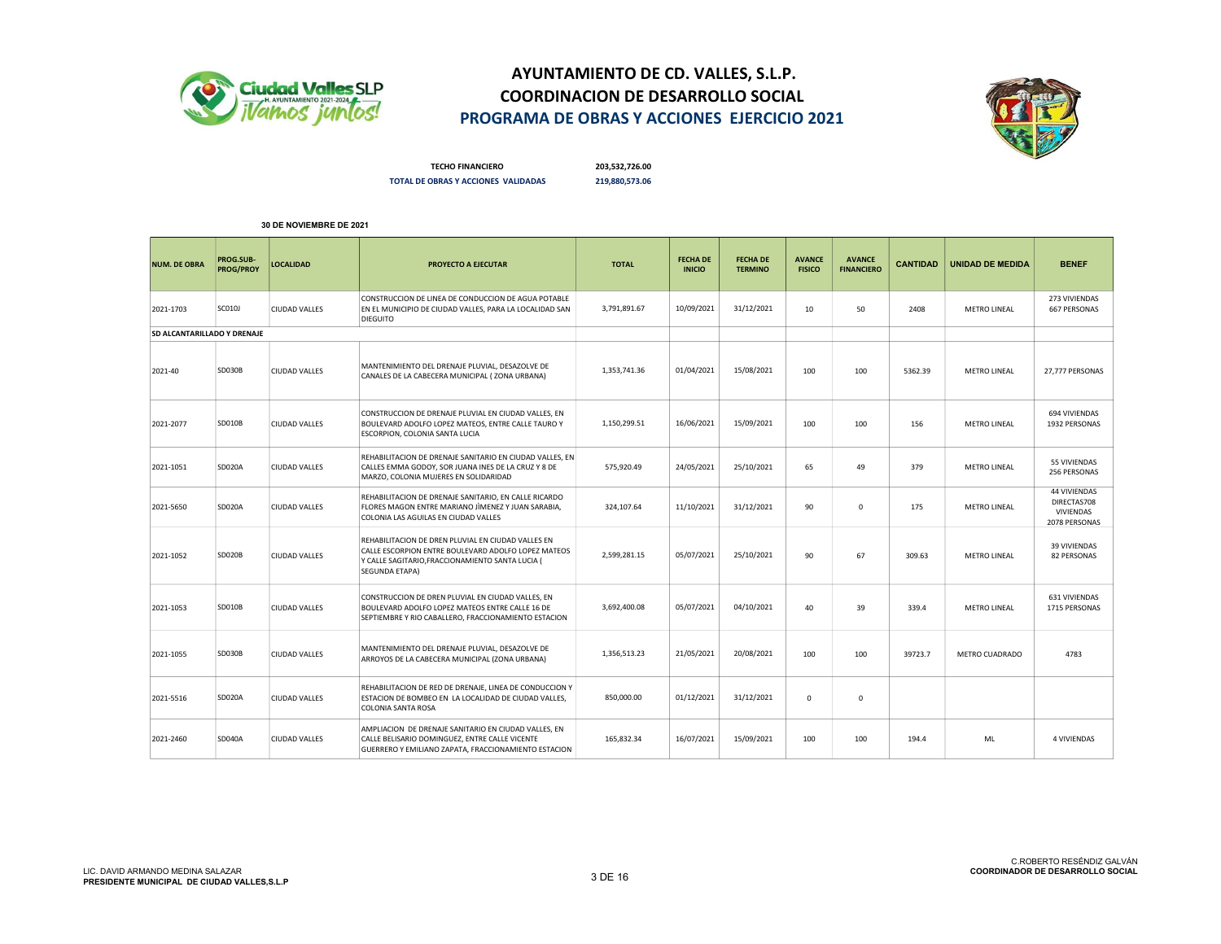# AYUNTAMIENTO DE CD. VALLES, S.L.P.
## COORDINACION DE DESARROLLO SOCIAL
## PROGRAMA DE OBRAS Y ACCIONES EJERCICIO 2021

**TECHO FINANCIERO** 203,532,726.00

**TOTAL DE OBRAS Y ACCIONES VALIDADAS** 219,880,573.06

**30 DE NOVIEMBRE DE 2021**

| NUM. DE OBRA | PROG.SUB-PROG/PROY | LOCALIDAD | PROYECTO A EJECUTAR | TOTAL | FECHA DE INICIO | FECHA DE TERMINO | AVANCE FISICO | AVANCE FINANCIERO | CANTIDAD | UNIDAD DE MEDIDA | BENEF |
|---|---|---|---|---|---|---|---|---|---|---|---|
| 2021-1703 | SC010J | CIUDAD VALLES | CONSTRUCCION DE LINEA DE CONDUCCION DE AGUA POTABLE EN EL MUNICIPIO DE CIUDAD VALLES, PARA LA LOCALIDAD SAN DIEGUITO | 3,791,891.67 | 10/09/2021 | 31/12/2021 | 10 | 50 | 2408 | METRO LINEAL | 273 VIVIENDAS 667 PERSONAS |
| **SD ALCANTARILLADO Y DRENAJE** | | | | | | | | | | | |
| 2021-40 | SD030B | CIUDAD VALLES | MANTENIMIENTO DEL DRENAJE PLUVIAL, DESAZOLVE DE CANALES DE LA CABECERA MUNICIPAL ( ZONA URBANA) | 1,353,741.36 | 01/04/2021 | 15/08/2021 | 100 | 100 | 5362.39 | METRO LINEAL | 27,777 PERSONAS |
| 2021-2077 | SD010B | CIUDAD VALLES | CONSTRUCCION DE DRENAJE PLUVIAL EN CIUDAD VALLES, EN BOULEVARD ADOLFO LOPEZ MATEOS, ENTRE CALLE TAURO Y ESCORPION, COLONIA SANTA LUCIA | 1,150,299.51 | 16/06/2021 | 15/09/2021 | 100 | 100 | 156 | METRO LINEAL | 694 VIVIENDAS 1932 PERSONAS |
| 2021-1051 | SD020A | CIUDAD VALLES | REHABILITACION DE DRENAJE SANITARIO EN CIUDAD VALLES, EN CALLES EMMA GODOY, SOR JUANA INES DE LA CRUZ Y 8 DE MARZO, COLONIA MUJERES EN SOLIDARIDAD | 575,920.49 | 24/05/2021 | 25/10/2021 | 65 | 49 | 379 | METRO LINEAL | 55 VIVIENDAS 256 PERSONAS |
| 2021-5650 | SD020A | CIUDAD VALLES | REHABILITACION DE DRENAJE SANITARIO, EN CALLE RICARDO FLORES MAGON ENTRE MARIANO JÍMENEZ Y JUAN SARABIA, COLONIA LAS AGUILAS EN CIUDAD VALLES | 324,107.64 | 11/10/2021 | 31/12/2021 | 90 | 0 | 175 | METRO LINEAL | 44 VIVIENDAS DIRECTAS708 VIVIENDAS 2078 PERSONAS |
| 2021-1052 | SD020B | CIUDAD VALLES | REHABILITACION DE DREN PLUVIAL EN CIUDAD VALLES EN CALLE ESCORPION ENTRE BOULEVARD ADOLFO LOPEZ MATEOS Y CALLE SAGITARIO,FRACCIONAMIENTO SANTA LUCIA ( SEGUNDA ETAPA) | 2,599,281.15 | 05/07/2021 | 25/10/2021 | 90 | 67 | 309.63 | METRO LINEAL | 39 VIVIENDAS 82 PERSONAS |
| 2021-1053 | SD010B | CIUDAD VALLES | CONSTRUCCION DE DREN PLUVIAL EN CIUDAD VALLES, EN BOULEVARD ADOLFO LOPEZ MATEOS ENTRE CALLE 16 DE SEPTIEMBRE Y RIO CABALLERO, FRACCIONAMIENTO ESTACION | 3,692,400.08 | 05/07/2021 | 04/10/2021 | 40 | 39 | 339.4 | METRO LINEAL | 631 VIVIENDAS 1715 PERSONAS |
| 2021-1055 | SD030B | CIUDAD VALLES | MANTENIMIENTO DEL DRENAJE PLUVIAL, DESAZOLVE DE ARROYOS DE LA CABECERA MUNICIPAL (ZONA URBANA) | 1,356,513.23 | 21/05/2021 | 20/08/2021 | 100 | 100 | 39723.7 | METRO CUADRADO | 4783 |
| 2021-5516 | SD020A | CIUDAD VALLES | REHABILITACION DE RED DE DRENAJE, LINEA DE CONDUCCION Y ESTACION DE BOMBEO EN LA LOCALIDAD DE CIUDAD VALLES, COLONIA SANTA ROSA | 850,000.00 | 01/12/2021 | 31/12/2021 | 0 | 0 | | | |
| 2021-2460 | SD040A | CIUDAD VALLES | AMPLIACION DE DRENAJE SANITARIO EN CIUDAD VALLES, EN CALLE BELISARIO DOMINGUEZ, ENTRE CALLE VICENTE GUERRERO Y EMILIANO ZAPATA, FRACCIONAMIENTO ESTACION | 165,832.34 | 16/07/2021 | 15/09/2021 | 100 | 100 | 194.4 | ML | 4 VIVIENDAS |

LIC. DAVID ARMANDO MEDINA SALAZAR
**PRESIDENTE MUNICIPAL DE CIUDAD VALLES,S.L.P**

C.ROBERTO RESÉNDIZ GALVÁN
**COORDINADOR DE DESARROLLO SOCIAL**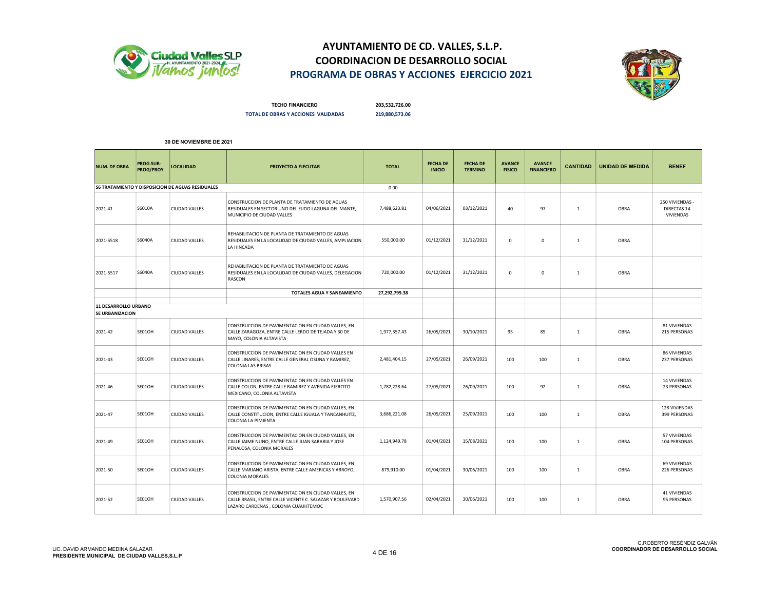# AYUNTAMIENTO DE CD. VALLES, S.L.P.
## COORDINACION DE DESARROLLO SOCIAL
## PROGRAMA DE OBRAS Y ACCIONES EJERCICIO 2021

**TECHO FINANCIERO** **203,532,726.00**

**TOTAL DE OBRAS Y ACCIONES VALIDADAS** **219,880,573.06**

**30 DE NOVIEMBRE DE 2021**

| NUM. DE OBRA | PROG.SUB-PROG/PROY | LOCALIDAD | PROYECTO A EJECUTAR | TOTAL | FECHA DE INICIO | FECHA DE TERMINO | AVANCE FISICO | AVANCE FINANCIERO | CANTIDAD | UNIDAD DE MEDIDA | BENEF |
|---|---|---|---|---|---|---|---|---|---|---|---|
| **S6 TRATAMIENTO Y DISPOSICION DE AGUAS RESIDUALES** | | | | 0.00 | | | | | | | |
| 2021-41 | S6010A | CIUDAD VALLES | CONSTRUCCION DE PLANTA DE TRATAMIENTO DE AGUAS RESIDUALES EN SECTOR UNO DEL EJIDO LAGUNA DEL MANTE, MUNICIPIO DE CIUDAD VALLES | 7,488,623.81 | 04/06/2021 | 03/12/2021 | 40 | 97 | 1 | OBRA | 250 VIVIENDAS - DIRECTAS 14 VIVIENDAS |
| 2021-5518 | S6040A | CIUDAD VALLES | REHABILITACION DE PLANTA DE TRATAMIENTO DE AGUAS RESIDUALES EN LA LOCALIDAD DE CIUDAD VALLES, AMPLIACION LA HINCADA | 550,000.00 | 01/12/2021 | 31/12/2021 | 0 | 0 | 1 | OBRA | |
| 2021-5517 | S6040A | CIUDAD VALLES | REHABILITACION DE PLANTA DE TRATAMIENTO DE AGUAS RESIDUALES EN LA LOCALIDAD DE CIUDAD VALLES, DELEGACION RASCON | 720,000.00 | 01/12/2021 | 31/12/2021 | 0 | 0 | 1 | OBRA | |
| | | | **TOTALES AGUA Y SANEAMIENTO** | **27,292,799.38** | | | | | | | |
| **11 DESARROLLO URBANO** | | | | | | | | | | | |
| **SE URBANIZACION** | | | | | | | | | | | |
| 2021-42 | SE01OH | CIUDAD VALLES | CONSTRUCCION DE PAVIMENTACION EN CIUDAD VALLES, EN CALLE ZARAGOZA, ENTRE CALLE LERDO DE TEJADA Y 30 DE MAYO, COLONIA ALTAVISTA | 1,977,357.43 | 26/05/2021 | 30/10/2021 | 95 | 85 | 1 | OBRA | 81 VIVIENDAS 215 PERSONAS |
| 2021-43 | SE01OH | CIUDAD VALLES | CONSTRUCCION DE PAVIMENTACION EN CIUDAD VALLES EN CALLE LINARES, ENTRE CALLE GENERAL OSUNA Y RAMIREZ, COLONIA LAS BRISAS | 2,481,404.15 | 27/05/2021 | 26/09/2021 | 100 | 100 | 1 | OBRA | 86 VIVIENDAS 237 PERSONAS |
| 2021-46 | SE01OH | CIUDAD VALLES | CONSTRUCCION DE PAVIMENTACION EN CIUDAD VALLES EN CALLE COLON, ENTRE CALLE RAMIREZ Y AVENIDA EJERCITO MEXICANO, COLONIA ALTAVISTA | 1,782,228.64 | 27/05/2021 | 26/09/2021 | 100 | 92 | 1 | OBRA | 14 VIVIENDAS 23 PERSONAS |
| 2021-47 | SE01OH | CIUDAD VALLES | CONSTRUCCION DE PAVIMENTACION EN CIUDAD VALLES, EN CALLE CONSTITUCION, ENTRE CALLE IGUALA Y TANCANHUITZ, COLONIA LA PIMIENTA | 3,686,221.08 | 26/05/2021 | 25/09/2021 | 100 | 100 | 1 | OBRA | 128 VIVIENDAS 399 PERSONAS |
| 2021-49 | SE01OH | CIUDAD VALLES | CONSTRUCCION DE PAVIMENTACION EN CIUDAD VALLES, EN CALLE JAIME NUNO, ENTRE CALLE JUAN SARABIA Y JOSE PEÑALOSA, COLONIA MORALES | 1,124,949.78 | 01/04/2021 | 15/08/2021 | 100 | 100 | 1 | OBRA | 57 VIVIENDAS 104 PERSONAS |
| 2021-50 | SE01OH | CIUDAD VALLES | CONSTRUCCION DE PAVIMENTACION EN CIUDAD VALLES, EN CALLE MARIANO ARISTA, ENTRE CALLE AMERICAS Y ARROYO, COLONIA MORALES | 879,910.00 | 01/04/2021 | 30/06/2021 | 100 | 100 | 1 | OBRA | 69 VIVIENDAS 226 PERSONAS |
| 2021-52 | SE01OH | CIUDAD VALLES | CONSTRUCCION DE PAVIMENTACION EN CIUDAD VALLES, EN CALLE BRASIL, ENTRE CALLE VICENTE C. SALAZAR Y BOULEVARD LAZARO CARDENAS , COLONIA CUAUHTEMOC | 1,570,907.56 | 02/04/2021 | 30/06/2021 | 100 | 100 | 1 | OBRA | 41 VIVIENDAS 95 PERSONAS |

LIC. DAVID ARMANDO MEDINA SALAZAR
**PRESIDENTE MUNICIPAL DE CIUDAD VALLES,S.L.P**

C.ROBERTO RESÉNDIZ GALVÁN
**COORDINADOR DE DESARROLLO SOCIAL**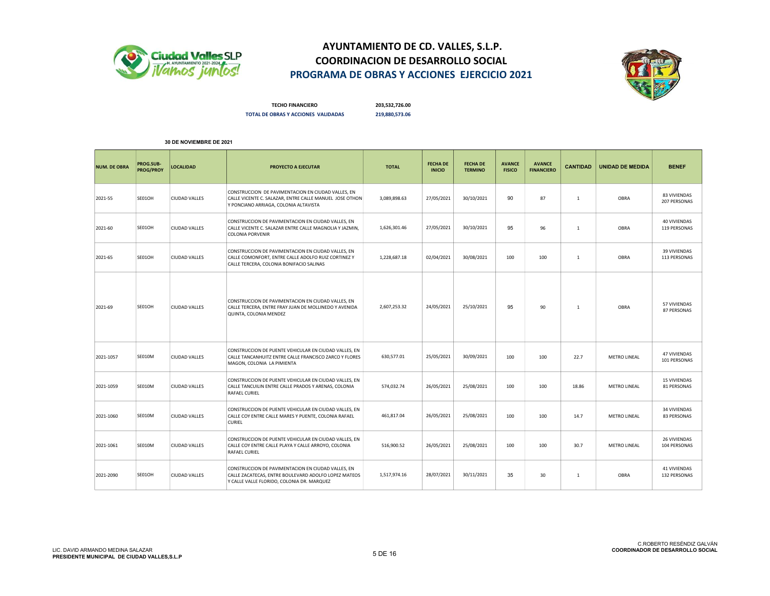# AYUNTAMIENTO DE CD. VALLES, S.L.P.
## COORDINACION DE DESARROLLO SOCIAL
## PROGRAMA DE OBRAS Y ACCIONES EJERCICIO 2021

**TECHO FINANCIERO** 203,532,726.00

**TOTAL DE OBRAS Y ACCIONES VALIDADAS** 219,880,573.06

**30 DE NOVIEMBRE DE 2021**

| NUM. DE OBRA | PROG.SUB-PROG/PROY | LOCALIDAD | PROYECTO A EJECUTAR | TOTAL | FECHA DE INICIO | FECHA DE TERMINO | AVANCE FISICO | AVANCE FINANCIERO | CANTIDAD | UNIDAD DE MEDIDA | BENEF |
|---|---|---|---|---|---|---|---|---|---|---|---|
| 2021-55 | SE01OH | CIUDAD VALLES | CONSTRUCCION DE PAVIMENTACION EN CIUDAD VALLES, EN CALLE VICENTE C. SALAZAR, ENTRE CALLE MANUEL JOSE OTHON Y PONCIANO ARRIAGA, COLONIA ALTAVISTA | 3,089,898.63 | 27/05/2021 | 30/10/2021 | 90 | 87 | 1 | OBRA | 83 VIVIENDAS 207 PERSONAS |
| 2021-60 | SE01OH | CIUDAD VALLES | CONSTRUCCION DE PAVIMENTACION EN CIUDAD VALLES, EN CALLE VICENTE C. SALAZAR ENTRE CALLE MAGNOLIA Y JAZMIN, COLONIA PORVENIR | 1,626,301.46 | 27/05/2021 | 30/10/2021 | 95 | 96 | 1 | OBRA | 40 VIVIENDAS 119 PERSONAS |
| 2021-65 | SE01OH | CIUDAD VALLES | CONSTRUCCION DE PAVIMENTACION EN CIUDAD VALLES, EN CALLE COMONFORT, ENTRE CALLE ADOLFO RUIZ CORTINEZ Y CALLE TERCERA, COLONIA BONIFACIO SALINAS | 1,228,687.18 | 02/04/2021 | 30/08/2021 | 100 | 100 | 1 | OBRA | 39 VIVIENDAS 113 PERSONAS |
| 2021-69 | SE01OH | CIUDAD VALLES | CONSTRUCCION DE PAVIMENTACION EN CIUDAD VALLES, EN CALLE TERCERA, ENTRE FRAY JUAN DE MOLLINEDO Y AVENIDA QUINTA, COLONIA MENDEZ | 2,607,253.32 | 24/05/2021 | 25/10/2021 | 95 | 90 | 1 | OBRA | 57 VIVIENDAS 87 PERSONAS |
| 2021-1057 | SE010M | CIUDAD VALLES | CONSTRUCCION DE PUENTE VEHICULAR EN CIUDAD VALLES, EN CALLE TANCANHUITZ ENTRE CALLE FRANCISCO ZARCO Y FLORES MAGON, COLONIA LA PIMIENTA | 630,577.01 | 25/05/2021 | 30/09/2021 | 100 | 100 | 22.7 | METRO LINEAL | 47 VIVIENDAS 101 PERSONAS |
| 2021-1059 | SE010M | CIUDAD VALLES | CONSTRUCCION DE PUENTE VEHICULAR EN CIUDAD VALLES, EN CALLE TANCUILIN ENTRE CALLE PRADOS Y ARENAS, COLONIA RAFAEL CURIEL | 574,032.74 | 26/05/2021 | 25/08/2021 | 100 | 100 | 18.86 | METRO LINEAL | 15 VIVIENDAS 81 PERSONAS |
| 2021-1060 | SE010M | CIUDAD VALLES | CONSTRUCCION DE PUENTE VEHICULAR EN CIUDAD VALLES, EN CALLE COY ENTRE CALLE MARES Y PUENTE, COLONIA RAFAEL CURIEL | 461,817.04 | 26/05/2021 | 25/08/2021 | 100 | 100 | 14.7 | METRO LINEAL | 34 VIVIENDAS 83 PERSONAS |
| 2021-1061 | SE010M | CIUDAD VALLES | CONSTRUCCION DE PUENTE VEHICULAR EN CIUDAD VALLES, EN CALLE COY ENTRE CALLE PLAYA Y CALLE ARROYO, COLONIA RAFAEL CURIEL | 516,900.52 | 26/05/2021 | 25/08/2021 | 100 | 100 | 30.7 | METRO LINEAL | 26 VIVIENDAS 104 PERSONAS |
| 2021-2090 | SE01OH | CIUDAD VALLES | CONSTRUCCION DE PAVIMENTACION EN CIUDAD VALLES, EN CALLE ZACATECAS, ENTRE BOULEVARD ADOLFO LOPEZ MATEOS Y CALLE VALLE FLORIDO, COLONIA DR. MARQUEZ | 1,517,974.16 | 28/07/2021 | 30/11/2021 | 35 | 30 | 1 | OBRA | 41 VIVIENDAS 132 PERSONAS |

LIC. DAVID ARMANDO MEDINA SALAZAR
**PRESIDENTE MUNICIPAL DE CIUDAD VALLES,S.L.P**

C.ROBERTO RESÉNDIZ GALVÁN
**COORDINADOR DE DESARROLLO SOCIAL**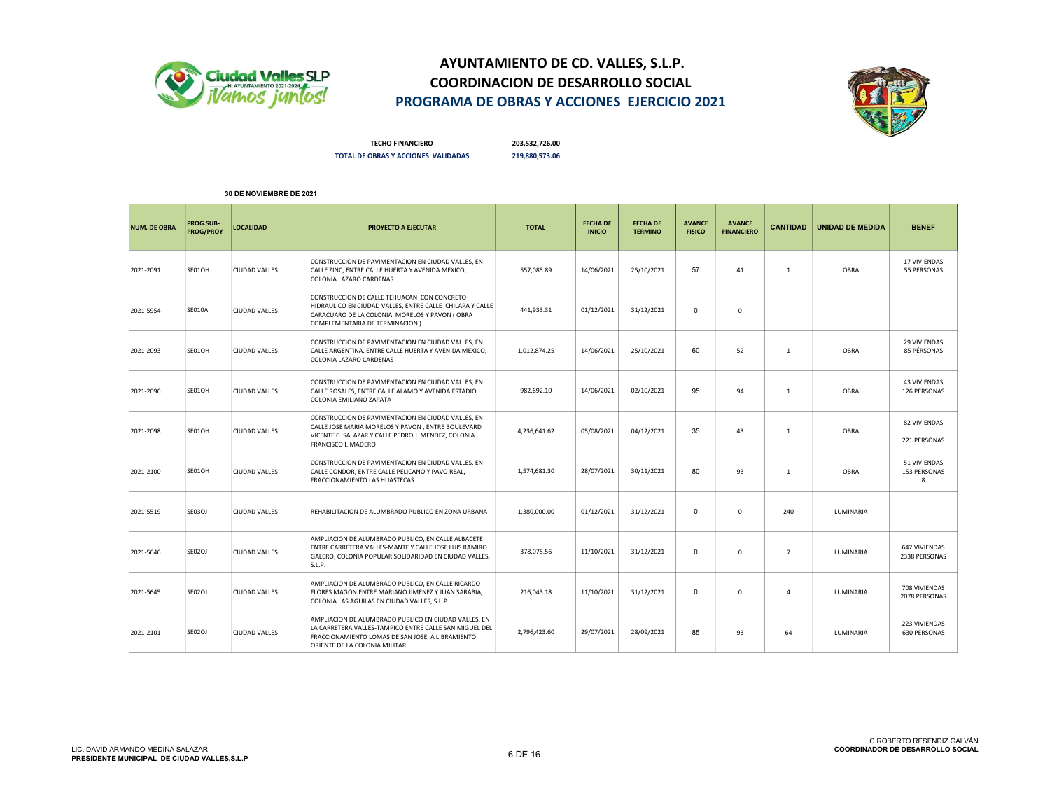# AYUNTAMIENTO DE CD. VALLES, S.L.P.
## COORDINACION DE DESARROLLO SOCIAL
## PROGRAMA DE OBRAS Y ACCIONES EJERCICIO 2021

**TECHO FINANCIERO** 203,532,726.00

**TOTAL DE OBRAS Y ACCIONES VALIDADAS** 219,880,573.06

**30 DE NOVIEMBRE DE 2021**

| NUM. DE OBRA | PROG.SUB-PROG/PROY | LOCALIDAD | PROYECTO A EJECUTAR | TOTAL | FECHA DE INICIO | FECHA DE TERMINO | AVANCE FISICO | AVANCE FINANCIERO | CANTIDAD | UNIDAD DE MEDIDA | BENEF |
|---|---|---|---|---|---|---|---|---|---|---|---|
| 2021-2091 | SE01OH | CIUDAD VALLES | CONSTRUCCION DE PAVIMENTACION EN CIUDAD VALLES, EN CALLE ZINC, ENTRE CALLE HUERTA Y AVENIDA MEXICO, COLONIA LAZARO CARDENAS | 557,085.89 | 14/06/2021 | 25/10/2021 | 57 | 41 | 1 | OBRA | 17 VIVIENDAS 55 PERSONAS |
| 2021-5954 | SE010A | CIUDAD VALLES | CONSTRUCCION DE CALLE TEHUACAN CON CONCRETO HIDRAULICO EN CIUDAD VALLES, ENTRE CALLE CHILAPA Y CALLE CARACUARO DE LA COLONIA MORELOS Y PAVON ( OBRA COMPLEMENTARIA DE TERMINACION ) | 441,933.31 | 01/12/2021 | 31/12/2021 | 0 | 0 | | | |
| 2021-2093 | SE01OH | CIUDAD VALLES | CONSTRUCCION DE PAVIMENTACION EN CIUDAD VALLES, EN CALLE ARGENTINA, ENTRE CALLE HUERTA Y AVENIDA MEXICO, COLONIA LAZARO CARDENAS | 1,012,874.25 | 14/06/2021 | 25/10/2021 | 60 | 52 | 1 | OBRA | 29 VIVIENDAS 85 PÉRSONAS |
| 2021-2096 | SE01OH | CIUDAD VALLES | CONSTRUCCION DE PAVIMENTACION EN CIUDAD VALLES, EN CALLE ROSALES, ENTRE CALLE ALAMO Y AVENIDA ESTADIO, COLONIA EMILIANO ZAPATA | 982,692.10 | 14/06/2021 | 02/10/2021 | 95 | 94 | 1 | OBRA | 43 VIVIENDAS 126 PERSONAS |
| 2021-2098 | SE01OH | CIUDAD VALLES | CONSTRUCCION DE PAVIMENTACION EN CIUDAD VALLES, EN CALLE JOSE MARIA MORELOS Y PAVON , ENTRE BOULEVARD VICENTE C. SALAZAR Y CALLE PEDRO J. MENDEZ, COLONIA FRANCISCO I. MADERO | 4,236,641.62 | 05/08/2021 | 04/12/2021 | 35 | 43 | 1 | OBRA | 82 VIVIENDAS 221 PERSONAS |
| 2021-2100 | SE01OH | CIUDAD VALLES | CONSTRUCCION DE PAVIMENTACION EN CIUDAD VALLES, EN CALLE CONDOR, ENTRE CALLE PELICANO Y PAVO REAL, FRACCIONAMIENTO LAS HUASTECAS | 1,574,681.30 | 28/07/2021 | 30/11/2021 | 80 | 93 | 1 | OBRA | 51 VIVIENDAS 153 PERSONAS 8 |
| 2021-5519 | SE03OJ | CIUDAD VALLES | REHABILITACION DE ALUMBRADO PUBLICO EN ZONA URBANA | 1,380,000.00 | 01/12/2021 | 31/12/2021 | 0 | 0 | 240 | LUMINARIA | |
| 2021-5646 | SE02OJ | CIUDAD VALLES | AMPLIACION DE ALUMBRADO PUBLICO, EN CALLE ALBACETE ENTRE CARRETERA VALLES-MANTE Y CALLE JOSE LUIS RAMIRO GALERO, COLONIA POPULAR SOLIDARIDAD EN CIUDAD VALLES, S.L.P. | 378,075.56 | 11/10/2021 | 31/12/2021 | 0 | 0 | 7 | LUMINARIA | 642 VIVIENDAS 2338 PERSONAS |
| 2021-5645 | SE02OJ | CIUDAD VALLES | AMPLIACION DE ALUMBRADO PUBLICO, EN CALLE RICARDO FLORES MAGON ENTRE MARIANO JÌMENEZ Y JUAN SARABIA, COLONIA LAS AGUILAS EN CIUDAD VALLES, S.L.P. | 216,043.18 | 11/10/2021 | 31/12/2021 | 0 | 0 | 4 | LUMINARIA | 708 VIVIENDAS 2078 PERSONAS |
| 2021-2101 | SE02OJ | CIUDAD VALLES | AMPLIACION DE ALUMBRADO PUBLICO EN CIUDAD VALLES, EN LA CARRETERA VALLES-TAMPICO ENTRE CALLE SAN MIGUEL DEL FRACCIONAMIENTO LOMAS DE SAN JOSE, A LIBRAMIENTO ORIENTE DE LA COLONIA MILITAR | 2,796,423.60 | 29/07/2021 | 28/09/2021 | 85 | 93 | 64 | LUMINARIA | 223 VIVIENDAS 630 PERSONAS |

LIC. DAVID ARMANDO MEDINA SALAZAR
**PRESIDENTE MUNICIPAL DE CIUDAD VALLES,S.L.P**

C.ROBERTO RESÉNDIZ GALVÁN
**COORDINADOR DE DESARROLLO SOCIAL**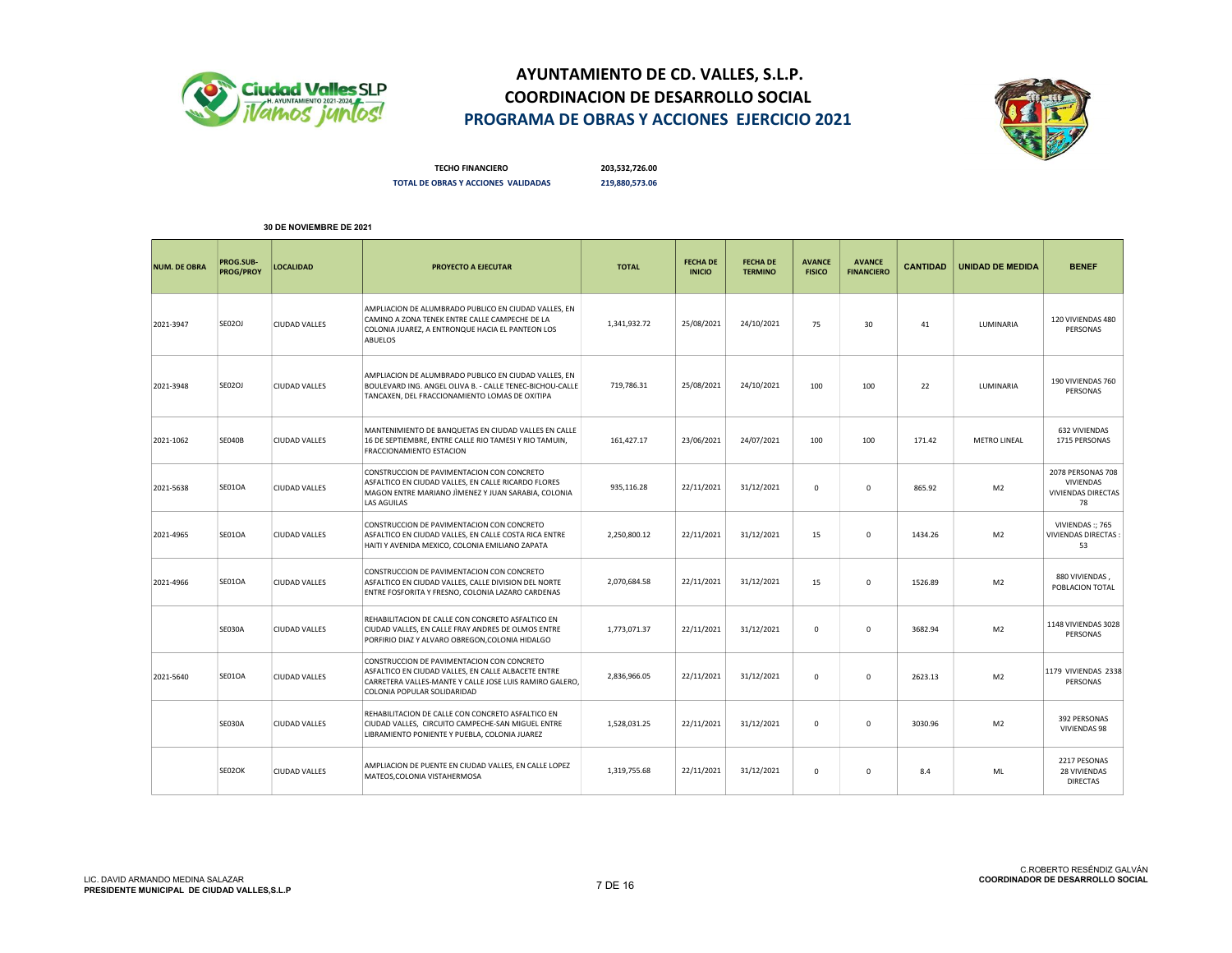# AYUNTAMIENTO DE CD. VALLES, S.L.P.
## COORDINACION DE DESARROLLO SOCIAL
## PROGRAMA DE OBRAS Y ACCIONES EJERCICIO 2021

**TECHO FINANCIERO** **203,532,726.00**

**TOTAL DE OBRAS Y ACCIONES VALIDADAS** **219,880,573.06**

**30 DE NOVIEMBRE DE 2021**

| NUM. DE OBRA | PROG.SUB-PROG/PROY | LOCALIDAD | PROYECTO A EJECUTAR | TOTAL | FECHA DE INICIO | FECHA DE TERMINO | AVANCE FISICO | AVANCE FINANCIERO | CANTIDAD | UNIDAD DE MEDIDA | BENEF |
|---|---|---|---|---|---|---|---|---|---|---|---|
| 2021-3947 | SE02OJ | CIUDAD VALLES | AMPLIACION DE ALUMBRADO PUBLICO EN CIUDAD VALLES, EN CAMINO A ZONA TENEK ENTRE CALLE CAMPECHE DE LA COLONIA JUAREZ, A ENTRONQUE HACIA EL PANTEON LOS ABUELOS | 1,341,932.72 | 25/08/2021 | 24/10/2021 | 75 | 30 | 41 | LUMINARIA | 120 VIVIENDAS 480 PERSONAS |
| 2021-3948 | SE02OJ | CIUDAD VALLES | AMPLIACION DE ALUMBRADO PUBLICO EN CIUDAD VALLES, EN BOULEVARD ING. ANGEL OLIVA B. - CALLE TENEC-BICHOU-CALLE TANCAXEN, DEL FRACCIONAMIENTO LOMAS DE OXITIPA | 719,786.31 | 25/08/2021 | 24/10/2021 | 100 | 100 | 22 | LUMINARIA | 190 VIVIENDAS 760 PERSONAS |
| 2021-1062 | SE040B | CIUDAD VALLES | MANTENIMIENTO DE BANQUETAS EN CIUDAD VALLES EN CALLE 16 DE SEPTIEMBRE, ENTRE CALLE RIO TAMESI Y RIO TAMUIN, FRACCIONAMIENTO ESTACION | 161,427.17 | 23/06/2021 | 24/07/2021 | 100 | 100 | 171.42 | METRO LINEAL | 632 VIVIENDAS 1715 PERSONAS |
| 2021-5638 | SE01OA | CIUDAD VALLES | CONSTRUCCION DE PAVIMENTACION CON CONCRETO ASFALTICO EN CIUDAD VALLES, EN CALLE RICARDO FLORES MAGON ENTRE MARIANO JÍMENEZ Y JUAN SARABIA, COLONIA LAS AGUILAS | 935,116.28 | 22/11/2021 | 31/12/2021 | 0 | 0 | 865.92 | M2 | 2078 PERSONAS 708 VIVIENDAS VIVIENDAS DIRECTAS 78 |
| 2021-4965 | SE01OA | CIUDAD VALLES | CONSTRUCCION DE PAVIMENTACION CON CONCRETO ASFALTICO EN CIUDAD VALLES, EN CALLE COSTA RICA ENTRE HAITI Y AVENIDA MEXICO, COLONIA EMILIANO ZAPATA | 2,250,800.12 | 22/11/2021 | 31/12/2021 | 15 | 0 | 1434.26 | M2 | VIVIENDAS :; 765 VIVIENDAS DIRECTAS : 53 |
| 2021-4966 | SE01OA | CIUDAD VALLES | CONSTRUCCION DE PAVIMENTACION CON CONCRETO ASFALTICO EN CIUDAD VALLES, CALLE DIVISION DEL NORTE ENTRE FOSFORITA Y FRESNO, COLONIA LAZARO CARDENAS | 2,070,684.58 | 22/11/2021 | 31/12/2021 | 15 | 0 | 1526.89 | M2 | 880 VIVIENDAS , POBLACION TOTAL |
| | SE030A | CIUDAD VALLES | REHABILITACION DE CALLE CON CONCRETO ASFALTICO EN CIUDAD VALLES, EN CALLE FRAY ANDRES DE OLMOS ENTRE PORFIRIO DIAZ Y ALVARO OBREGON,COLONIA HIDALGO | 1,773,071.37 | 22/11/2021 | 31/12/2021 | 0 | 0 | 3682.94 | M2 | 1148 VIVIENDAS 3028 PERSONAS |
| 2021-5640 | SE01OA | CIUDAD VALLES | CONSTRUCCION DE PAVIMENTACION CON CONCRETO ASFALTICO EN CIUDAD VALLES, EN CALLE ALBACETE ENTRE CARRETERA VALLES-MANTE Y CALLE JOSE LUIS RAMIRO GALERO, COLONIA POPULAR SOLIDARIDAD | 2,836,966.05 | 22/11/2021 | 31/12/2021 | 0 | 0 | 2623.13 | M2 | 1179 VIVIENDAS 2338 PERSONAS |
| | SE030A | CIUDAD VALLES | REHABILITACION DE CALLE CON CONCRETO ASFALTICO EN CIUDAD VALLES, CIRCUITO CAMPECHE-SAN MIGUEL ENTRE LIBRAMIENTO PONIENTE Y PUEBLA, COLONIA JUAREZ | 1,528,031.25 | 22/11/2021 | 31/12/2021 | 0 | 0 | 3030.96 | M2 | 392 PERSONAS VIVIENDAS 98 |
| | SE02OK | CIUDAD VALLES | AMPLIACION DE PUENTE EN CIUDAD VALLES, EN CALLE LOPEZ MATEOS,COLONIA VISTAHERMOSA | 1,319,755.68 | 22/11/2021 | 31/12/2021 | 0 | 0 | 8.4 | ML | 2217 PESONAS 28 VIVIENDAS DIRECTAS |

LIC. DAVID ARMANDO MEDINA SALAZAR
**PRESIDENTE MUNICIPAL DE CIUDAD VALLES,S.L.P**

C.ROBERTO RESÉNDIZ GALVÁN
**COORDINADOR DE DESARROLLO SOCIAL**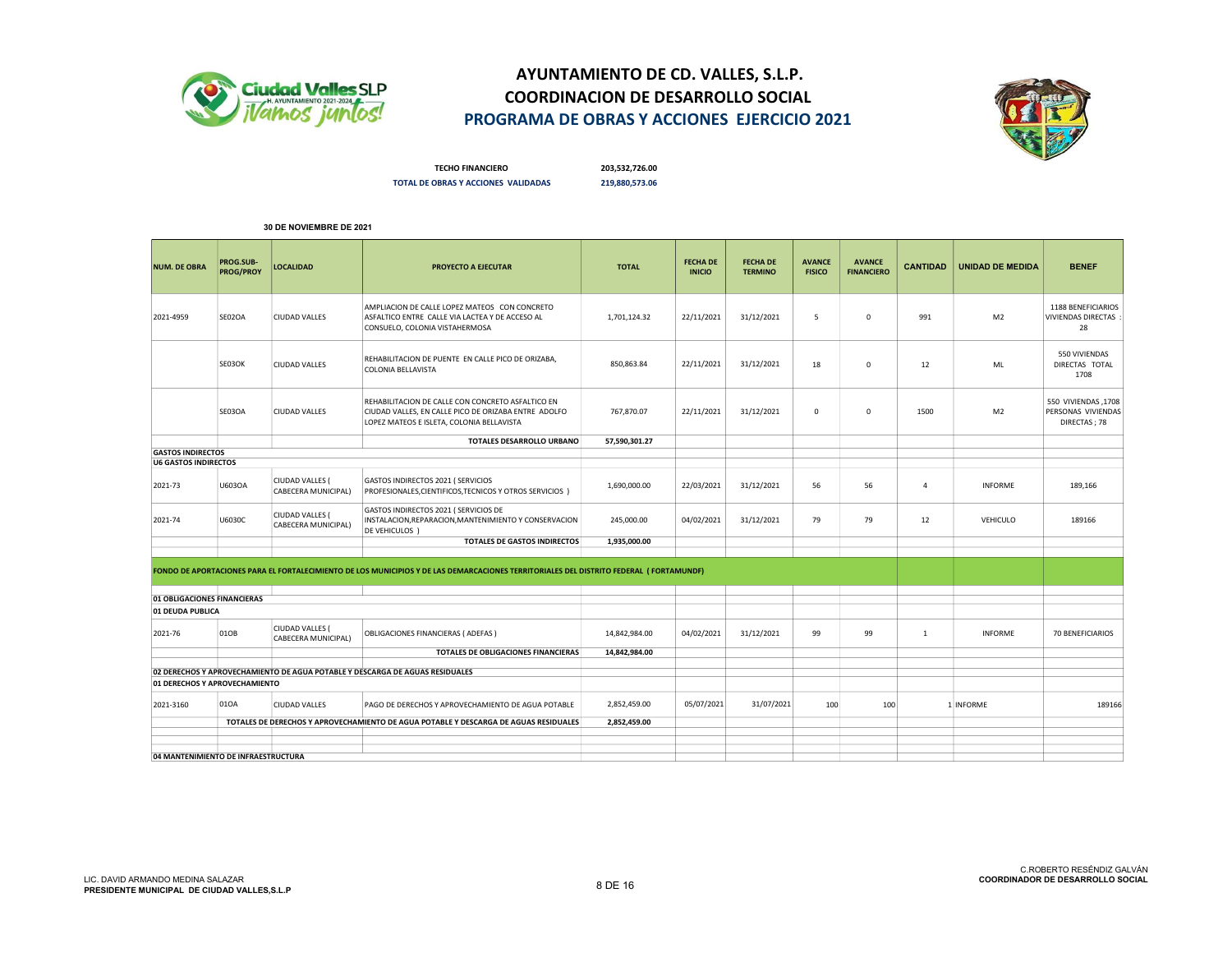# AYUNTAMIENTO DE CD. VALLES, S.L.P.
## COORDINACION DE DESARROLLO SOCIAL
## PROGRAMA DE OBRAS Y ACCIONES EJERCICIO 2021

**TECHO FINANCIERO** 203,532,726.00

**TOTAL DE OBRAS Y ACCIONES VALIDADAS** 219,880,573.06

**30 DE NOVIEMBRE DE 2021**

| NUM. DE OBRA | PROG.SUB-PROG/PROY | LOCALIDAD | PROYECTO A EJECUTAR | TOTAL | FECHA DE INICIO | FECHA DE TERMINO | AVANCE FISICO | AVANCE FINANCIERO | CANTIDAD | UNIDAD DE MEDIDA | BENEF |
|---|---|---|---|---|---|---|---|---|---|---|---|
| 2021-4959 | SE02OA | CIUDAD VALLES | AMPLIACION DE CALLE LOPEZ MATEOS CON CONCRETO ASFALTICO ENTRE CALLE VIA LACTEA Y DE ACCESO AL CONSUELO, COLONIA VISTAHERMOSA | 1,701,124.32 | 22/11/2021 | 31/12/2021 | 5 | 0 | 991 | M2 | 1188 BENEFICIARIOS VIVIENDAS DIRECTAS : 28 |
| | SE03OK | CIUDAD VALLES | REHABILITACION DE PUENTE EN CALLE PICO DE ORIZABA, COLONIA BELLAVISTA | 850,863.84 | 22/11/2021 | 31/12/2021 | 18 | 0 | 12 | ML | 550 VIVIENDAS DIRECTAS TOTAL 1708 |
| | SE03OA | CIUDAD VALLES | REHABILITACION DE CALLE CON CONCRETO ASFALTICO EN CIUDAD VALLES, EN CALLE PICO DE ORIZABA ENTRE ADOLFO LOPEZ MATEOS E ISLETA, COLONIA BELLAVISTA | 767,870.07 | 22/11/2021 | 31/12/2021 | 0 | 0 | 1500 | M2 | 550 VIVIENDAS ,1708 PERSONAS VIVIENDAS DIRECTAS ; 78 |
| | | | **TOTALES DESARROLLO URBANO** | **57,590,301.27** | | | | | | | |
| **GASTOS INDIRECTOS** | | | | | | | | | | | |
| **U6 GASTOS INDIRECTOS** | | | | | | | | | | | |
| 2021-73 | U603OA | CIUDAD VALLES ( CABECERA MUNICIPAL) | GASTOS INDIRECTOS 2021 ( SERVICIOS PROFESIONALES,CIENTIFICOS,TECNICOS Y OTROS SERVICIOS ) | 1,690,000.00 | 22/03/2021 | 31/12/2021 | 56 | 56 | 4 | INFORME | 189,166 |
| 2021-74 | U6030C | CIUDAD VALLES ( CABECERA MUNICIPAL) | GASTOS INDIRECTOS 2021 ( SERVICIOS DE INSTALACION,REPARACION,MANTENIMIENTO Y CONSERVACION DE VEHICULOS ) | 245,000.00 | 04/02/2021 | 31/12/2021 | 79 | 79 | 12 | VEHICULO | 189166 |
| | | | **TOTALES DE GASTOS INDIRECTOS** | **1,935,000.00** | | | | | | | |
| **FONDO DE APORTACIONES PARA EL FORTALECIMIENTO DE LOS MUNICIPIOS Y DE LAS DEMARCACIONES TERRITORIALES DEL DISTRITO FEDERAL ( FORTAMUNDF)** | | | | | | | | | | | |
| **01 OBLIGACIONES FINANCIERAS** | | | | | | | | | | | |
| **01 DEUDA PUBLICA** | | | | | | | | | | | |
| 2021-76 | 01OB | CIUDAD VALLES ( CABECERA MUNICIPAL) | OBLIGACIONES FINANCIERAS ( ADEFAS ) | 14,842,984.00 | 04/02/2021 | 31/12/2021 | 99 | 99 | 1 | INFORME | 70 BENEFICIARIOS |
| | | | **TOTALES DE OBLIGACIONES FINANCIERAS** | **14,842,984.00** | | | | | | | |
| **02 DERECHOS Y APROVECHAMIENTO DE AGUA POTABLE Y DESCARGA DE AGUAS RESIDUALES** | | | | | | | | | | | |
| **01 DERECHOS Y APROVECHAMIENTO** | | | | | | | | | | | |
| 2021-3160 | 01OA | CIUDAD VALLES | PAGO DE DERECHOS Y APROVECHAMIENTO DE AGUA POTABLE | 2,852,459.00 | 05/07/2021 | 31/07/2021 | 100 | 100 | 1 | INFORME | 189166 |
| | | | **TOTALES DE DERECHOS Y APROVECHAMIENTO DE AGUA POTABLE Y DESCARGA DE AGUAS RESIDUALES** | **2,852,459.00** | | | | | | | |
| **04 MANTENIMIENTO DE INFRAESTRUCTURA** | | | | | | | | | | | |

LIC. DAVID ARMANDO MEDINA SALAZAR
**PRESIDENTE MUNICIPAL DE CIUDAD VALLES,S.L.P**

C.ROBERTO RESÉNDIZ GALVÁN
**COORDINADOR DE DESARROLLO SOCIAL**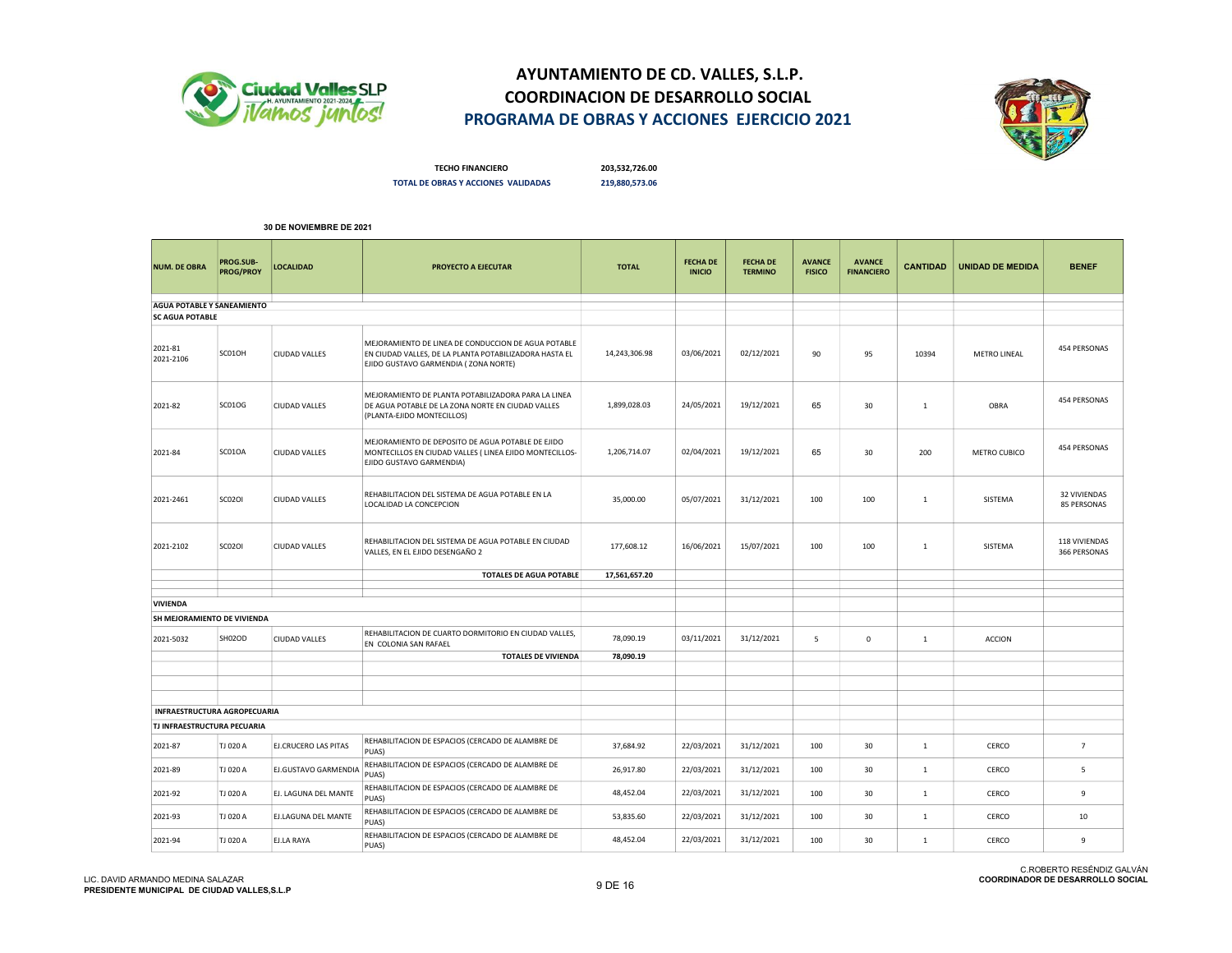# AYUNTAMIENTO DE CD. VALLES, S.L.P.
## COORDINACION DE DESARROLLO SOCIAL
## PROGRAMA DE OBRAS Y ACCIONES EJERCICIO 2021

**TECHO FINANCIERO** 203,532,726.00

**TOTAL DE OBRAS Y ACCIONES VALIDADAS** 219,880,573.06

**30 DE NOVIEMBRE DE 2021**

| NUM. DE OBRA | PROG.SUB-PROG/PROY | LOCALIDAD | PROYECTO A EJECUTAR | TOTAL | FECHA DE INICIO | FECHA DE TERMINO | AVANCE FISICO | AVANCE FINANCIERO | CANTIDAD | UNIDAD DE MEDIDA | BENEF |
|---|---|---|---|---|---|---|---|---|---|---|---|
| **AGUA POTABLE Y SANEAMIENTO** | | | | | | | | | | | |
| **SC AGUA POTABLE** | | | | | | | | | | | |
| 2021-81 2021-2106 | SC01OH | CIUDAD VALLES | MEJORAMIENTO DE LINEA DE CONDUCCION DE AGUA POTABLE EN CIUDAD VALLES, DE LA PLANTA POTABILIZADORA HASTA EL EJIDO GUSTAVO GARMENDIA ( ZONA NORTE) | 14,243,306.98 | 03/06/2021 | 02/12/2021 | 90 | 95 | 10394 | METRO LINEAL | 454 PERSONAS |
| 2021-82 | SC01OG | CIUDAD VALLES | MEJORAMIENTO DE PLANTA POTABILIZADORA PARA LA LINEA DE AGUA POTABLE DE LA ZONA NORTE EN CIUDAD VALLES (PLANTA-EJIDO MONTECILLOS) | 1,899,028.03 | 24/05/2021 | 19/12/2021 | 65 | 30 | 1 | OBRA | 454 PERSONAS |
| 2021-84 | SC01OA | CIUDAD VALLES | MEJORAMIENTO DE DEPOSITO DE AGUA POTABLE DE EJIDO MONTECILLOS EN CIUDAD VALLES ( LINEA EJIDO MONTECILLOS-EJIDO GUSTAVO GARMENDIA) | 1,206,714.07 | 02/04/2021 | 19/12/2021 | 65 | 30 | 200 | METRO CUBICO | 454 PERSONAS |
| 2021-2461 | SC02OI | CIUDAD VALLES | REHABILITACION DEL SISTEMA DE AGUA POTABLE EN LA LOCALIDAD LA CONCEPCION | 35,000.00 | 05/07/2021 | 31/12/2021 | 100 | 100 | 1 | SISTEMA | 32 VIVIENDAS 85 PERSONAS |
| 2021-2102 | SC02OI | CIUDAD VALLES | REHABILITACION DEL SISTEMA DE AGUA POTABLE EN CIUDAD VALLES, EN EL EJIDO DESENGAÑO 2 | 177,608.12 | 16/06/2021 | 15/07/2021 | 100 | 100 | 1 | SISTEMA | 118 VIVIENDAS 366 PERSONAS |
| | | | **TOTALES DE AGUA POTABLE** | **17,561,657.20** | | | | | | | |
| **VIVIENDA** | | | | | | | | | | | |
| **SH MEJORAMIENTO DE VIVIENDA** | | | | | | | | | | | |
| 2021-5032 | SH02OD | CIUDAD VALLES | REHABILITACION DE CUARTO DORMITORIO EN CIUDAD VALLES, EN COLONIA SAN RAFAEL | 78,090.19 | 03/11/2021 | 31/12/2021 | 5 | 0 | 1 | ACCION | |
| | | | **TOTALES DE VIVIENDA** | **78,090.19** | | | | | | | |
| **INFRAESTRUCTURA AGROPECUARIA** | | | | | | | | | | | |
| **TJ INFRAESTRUCTURA PECUARIA** | | | | | | | | | | | |
| 2021-87 | TJ 020 A | EJ.CRUCERO LAS PITAS | REHABILITACION DE ESPACIOS (CERCADO DE ALAMBRE DE PUAS) | 37,684.92 | 22/03/2021 | 31/12/2021 | 100 | 30 | 1 | CERCO | 7 |
| 2021-89 | TJ 020 A | EJ.GUSTAVO GARMENDIA | REHABILITACION DE ESPACIOS (CERCADO DE ALAMBRE DE PUAS) | 26,917.80 | 22/03/2021 | 31/12/2021 | 100 | 30 | 1 | CERCO | 5 |
| 2021-92 | TJ 020 A | EJ. LAGUNA DEL MANTE | REHABILITACION DE ESPACIOS (CERCADO DE ALAMBRE DE PUAS) | 48,452.04 | 22/03/2021 | 31/12/2021 | 100 | 30 | 1 | CERCO | 9 |
| 2021-93 | TJ 020 A | EJ.LAGUNA DEL MANTE | REHABILITACION DE ESPACIOS (CERCADO DE ALAMBRE DE PUAS) | 53,835.60 | 22/03/2021 | 31/12/2021 | 100 | 30 | 1 | CERCO | 10 |
| 2021-94 | TJ 020 A | EJ.LA RAYA | REHABILITACION DE ESPACIOS (CERCADO DE ALAMBRE DE PUAS) | 48,452.04 | 22/03/2021 | 31/12/2021 | 100 | 30 | 1 | CERCO | 9 |

LIC. DAVID ARMANDO MEDINA SALAZAR
**PRESIDENTE MUNICIPAL DE CIUDAD VALLES,S.L.P**

C.ROBERTO RESÉNDIZ GALVÁN
**COORDINADOR DE DESARROLLO SOCIAL**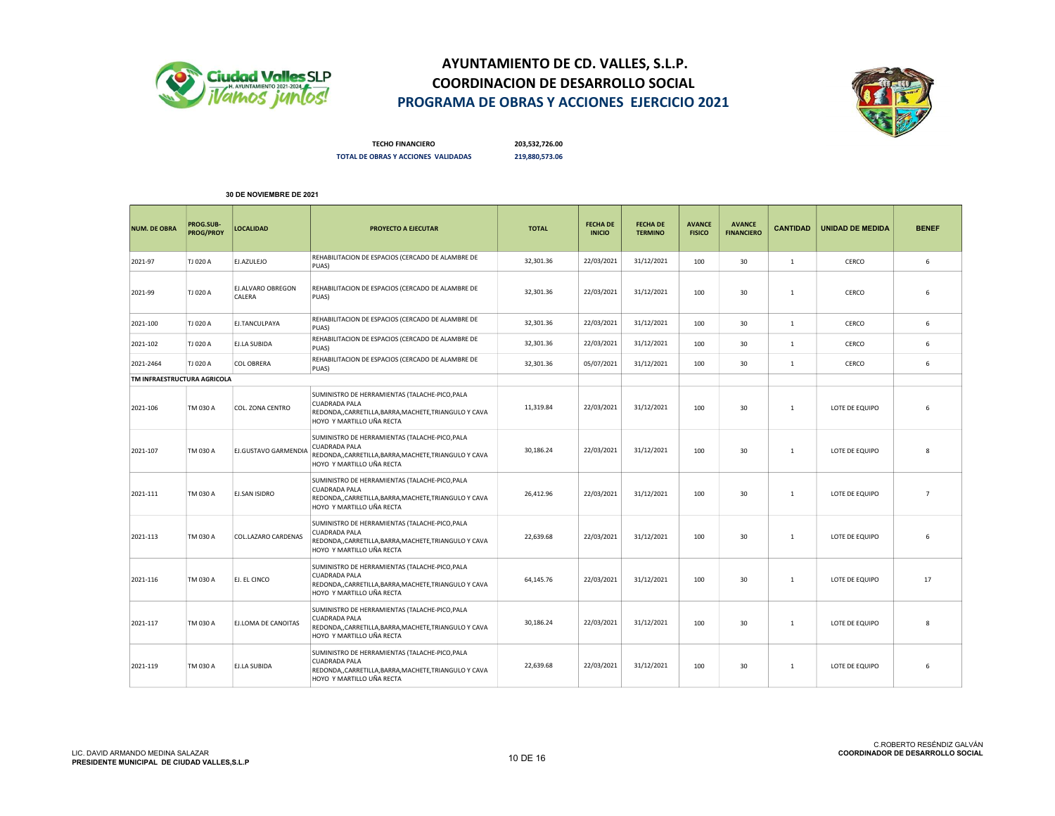# AYUNTAMIENTO DE CD. VALLES, S.L.P.
## COORDINACION DE DESARROLLO SOCIAL
## PROGRAMA DE OBRAS Y ACCIONES EJERCICIO 2021

**TECHO FINANCIERO** **203,532,726.00**

**TOTAL DE OBRAS Y ACCIONES VALIDADAS** **219,880,573.06**

**30 DE NOVIEMBRE DE 2021**

| NUM. DE OBRA | PROG.SUB-PROG/PROY | LOCALIDAD | PROYECTO A EJECUTAR | TOTAL | FECHA DE INICIO | FECHA DE TERMINO | AVANCE FISICO | AVANCE FINANCIERO | CANTIDAD | UNIDAD DE MEDIDA | BENEF |
|---|---|---|---|---|---|---|---|---|---|---|---|
| 2021-97 | TJ 020 A | EJ.AZULEJO | REHABILITACION DE ESPACIOS (CERCADO DE ALAMBRE DE PUAS) | 32,301.36 | 22/03/2021 | 31/12/2021 | 100 | 30 | 1 | CERCO | 6 |
| 2021-99 | TJ 020 A | EJ.ALVARO OBREGON CALERA | REHABILITACION DE ESPACIOS (CERCADO DE ALAMBRE DE PUAS) | 32,301.36 | 22/03/2021 | 31/12/2021 | 100 | 30 | 1 | CERCO | 6 |
| 2021-100 | TJ 020 A | EJ.TANCULPAYA | REHABILITACION DE ESPACIOS (CERCADO DE ALAMBRE DE PUAS) | 32,301.36 | 22/03/2021 | 31/12/2021 | 100 | 30 | 1 | CERCO | 6 |
| 2021-102 | TJ 020 A | EJ.LA SUBIDA | REHABILITACION DE ESPACIOS (CERCADO DE ALAMBRE DE PUAS) | 32,301.36 | 22/03/2021 | 31/12/2021 | 100 | 30 | 1 | CERCO | 6 |
| 2021-2464 | TJ 020 A | COL OBRERA | REHABILITACION DE ESPACIOS (CERCADO DE ALAMBRE DE PUAS) | 32,301.36 | 05/07/2021 | 31/12/2021 | 100 | 30 | 1 | CERCO | 6 |
| **TM INFRAESTRUCTURA AGRICOLA** | | | | | | | | | | | |
| 2021-106 | TM 030 A | COL. ZONA CENTRO | SUMINISTRO DE HERRAMIENTAS (TALACHE-PICO,PALA CUADRADA PALA REDONDA,,CARRETILLA,BARRA,MACHETE,TRIANGULO Y CAVA HOYO Y MARTILLO UÑA RECTA | 11,319.84 | 22/03/2021 | 31/12/2021 | 100 | 30 | 1 | LOTE DE EQUIPO | 6 |
| 2021-107 | TM 030 A | EJ.GUSTAVO GARMENDIA | SUMINISTRO DE HERRAMIENTAS (TALACHE-PICO,PALA CUADRADA PALA REDONDA,,CARRETILLA,BARRA,MACHETE,TRIANGULO Y CAVA HOYO Y MARTILLO UÑA RECTA | 30,186.24 | 22/03/2021 | 31/12/2021 | 100 | 30 | 1 | LOTE DE EQUIPO | 8 |
| 2021-111 | TM 030 A | EJ.SAN ISIDRO | SUMINISTRO DE HERRAMIENTAS (TALACHE-PICO,PALA CUADRADA PALA REDONDA,,CARRETILLA,BARRA,MACHETE,TRIANGULO Y CAVA HOYO Y MARTILLO UÑA RECTA | 26,412.96 | 22/03/2021 | 31/12/2021 | 100 | 30 | 1 | LOTE DE EQUIPO | 7 |
| 2021-113 | TM 030 A | COL.LAZARO CARDENAS | SUMINISTRO DE HERRAMIENTAS (TALACHE-PICO,PALA CUADRADA PALA REDONDA,,CARRETILLA,BARRA,MACHETE,TRIANGULO Y CAVA HOYO Y MARTILLO UÑA RECTA | 22,639.68 | 22/03/2021 | 31/12/2021 | 100 | 30 | 1 | LOTE DE EQUIPO | 6 |
| 2021-116 | TM 030 A | EJ. EL CINCO | SUMINISTRO DE HERRAMIENTAS (TALACHE-PICO,PALA CUADRADA PALA REDONDA,,CARRETILLA,BARRA,MACHETE,TRIANGULO Y CAVA HOYO Y MARTILLO UÑA RECTA | 64,145.76 | 22/03/2021 | 31/12/2021 | 100 | 30 | 1 | LOTE DE EQUIPO | 17 |
| 2021-117 | TM 030 A | EJ.LOMA DE CANOITAS | SUMINISTRO DE HERRAMIENTAS (TALACHE-PICO,PALA CUADRADA PALA REDONDA,,CARRETILLA,BARRA,MACHETE,TRIANGULO Y CAVA HOYO Y MARTILLO UÑA RECTA | 30,186.24 | 22/03/2021 | 31/12/2021 | 100 | 30 | 1 | LOTE DE EQUIPO | 8 |
| 2021-119 | TM 030 A | EJ.LA SUBIDA | SUMINISTRO DE HERRAMIENTAS (TALACHE-PICO,PALA CUADRADA PALA REDONDA,,CARRETILLA,BARRA,MACHETE,TRIANGULO Y CAVA HOYO Y MARTILLO UÑA RECTA | 22,639.68 | 22/03/2021 | 31/12/2021 | 100 | 30 | 1 | LOTE DE EQUIPO | 6 |

LIC. DAVID ARMANDO MEDINA SALAZAR
**PRESIDENTE MUNICIPAL DE CIUDAD VALLES,S.L.P**

C.ROBERTO RESÉNDIZ GALVÁN
**COORDINADOR DE DESARROLLO SOCIAL**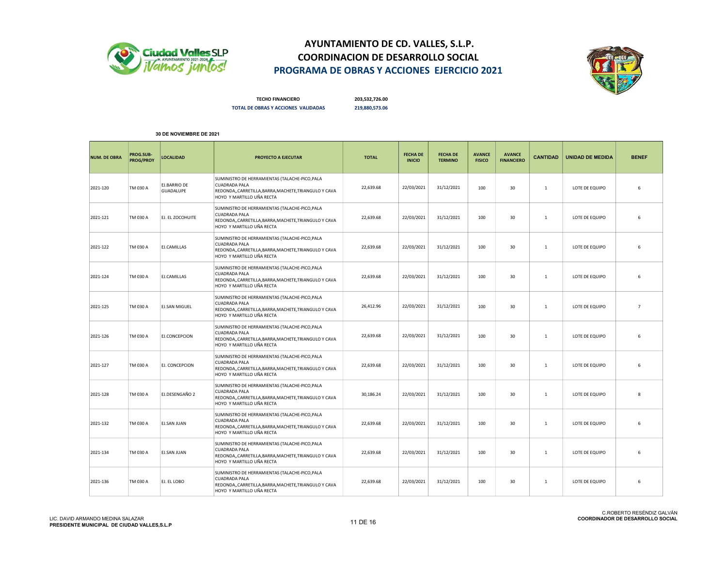# AYUNTAMIENTO DE CD. VALLES, S.L.P.
## COORDINACION DE DESARROLLO SOCIAL
## PROGRAMA DE OBRAS Y ACCIONES EJERCICIO 2021

**TECHO FINANCIERO** 203,532,726.00

**TOTAL DE OBRAS Y ACCIONES VALIDADAS** 219,880,573.06

**30 DE NOVIEMBRE DE 2021**

| NUM. DE OBRA | PROG.SUB-PROG/PROY | LOCALIDAD | PROYECTO A EJECUTAR | TOTAL | FECHA DE INICIO | FECHA DE TERMINO | AVANCE FISICO | AVANCE FINANCIERO | CANTIDAD | UNIDAD DE MEDIDA | BENEF |
|---|---|---|---|---|---|---|---|---|---|---|---|
| 2021-120 | TM 030 A | EJ.BARRIO DE GUADALUPE | SUMINISTRO DE HERRAMIENTAS (TALACHE-PICO,PALA CUADRADA PALA REDONDA,,CARRETILLA,BARRA,MACHETE,TRIANGULO Y CAVA HOYO Y MARTILLO UÑA RECTA | 22,639.68 | 22/03/2021 | 31/12/2021 | 100 | 30 | 1 | LOTE DE EQUIPO | 6 |
| 2021-121 | TM 030 A | EJ. EL ZOCOHUITE | SUMINISTRO DE HERRAMIENTAS (TALACHE-PICO,PALA CUADRADA PALA REDONDA,,CARRETILLA,BARRA,MACHETE,TRIANGULO Y CAVA HOYO Y MARTILLO UÑA RECTA | 22,639.68 | 22/03/2021 | 31/12/2021 | 100 | 30 | 1 | LOTE DE EQUIPO | 6 |
| 2021-122 | TM 030 A | EJ.CAMILLAS | SUMINISTRO DE HERRAMIENTAS (TALACHE-PICO,PALA CUADRADA PALA REDONDA,,CARRETILLA,BARRA,MACHETE,TRIANGULO Y CAVA HOYO Y MARTILLO UÑA RECTA | 22,639.68 | 22/03/2021 | 31/12/2021 | 100 | 30 | 1 | LOTE DE EQUIPO | 6 |
| 2021-124 | TM 030 A | EJ.CAMILLAS | SUMINISTRO DE HERRAMIENTAS (TALACHE-PICO,PALA CUADRADA PALA REDONDA,,CARRETILLA,BARRA,MACHETE,TRIANGULO Y CAVA HOYO Y MARTILLO UÑA RECTA | 22,639.68 | 22/03/2021 | 31/12/2021 | 100 | 30 | 1 | LOTE DE EQUIPO | 6 |
| 2021-125 | TM 030 A | EJ.SAN MIGUEL | SUMINISTRO DE HERRAMIENTAS (TALACHE-PICO,PALA CUADRADA PALA REDONDA,,CARRETILLA,BARRA,MACHETE,TRIANGULO Y CAVA HOYO Y MARTILLO UÑA RECTA | 26,412.96 | 22/03/2021 | 31/12/2021 | 100 | 30 | 1 | LOTE DE EQUIPO | 7 |
| 2021-126 | TM 030 A | EJ.CONCEPCION | SUMINISTRO DE HERRAMIENTAS (TALACHE-PICO,PALA CUADRADA PALA REDONDA,,CARRETILLA,BARRA,MACHETE,TRIANGULO Y CAVA HOYO Y MARTILLO UÑA RECTA | 22,639.68 | 22/03/2021 | 31/12/2021 | 100 | 30 | 1 | LOTE DE EQUIPO | 6 |
| 2021-127 | TM 030 A | EJ. CONCEPCION | SUMINISTRO DE HERRAMIENTAS (TALACHE-PICO,PALA CUADRADA PALA REDONDA,,CARRETILLA,BARRA,MACHETE,TRIANGULO Y CAVA HOYO Y MARTILLO UÑA RECTA | 22,639.68 | 22/03/2021 | 31/12/2021 | 100 | 30 | 1 | LOTE DE EQUIPO | 6 |
| 2021-128 | TM 030 A | EJ.DESENGAÑO 2 | SUMINISTRO DE HERRAMIENTAS (TALACHE-PICO,PALA CUADRADA PALA REDONDA,,CARRETILLA,BARRA,MACHETE,TRIANGULO Y CAVA HOYO Y MARTILLO UÑA RECTA | 30,186.24 | 22/03/2021 | 31/12/2021 | 100 | 30 | 1 | LOTE DE EQUIPO | 8 |
| 2021-132 | TM 030 A | EJ.SAN JUAN | SUMINISTRO DE HERRAMIENTAS (TALACHE-PICO,PALA CUADRADA PALA REDONDA,,CARRETILLA,BARRA,MACHETE,TRIANGULO Y CAVA HOYO Y MARTILLO UÑA RECTA | 22,639.68 | 22/03/2021 | 31/12/2021 | 100 | 30 | 1 | LOTE DE EQUIPO | 6 |
| 2021-134 | TM 030 A | EJ.SAN JUAN | SUMINISTRO DE HERRAMIENTAS (TALACHE-PICO,PALA CUADRADA PALA REDONDA,,CARRETILLA,BARRA,MACHETE,TRIANGULO Y CAVA HOYO Y MARTILLO UÑA RECTA | 22,639.68 | 22/03/2021 | 31/12/2021 | 100 | 30 | 1 | LOTE DE EQUIPO | 6 |
| 2021-136 | TM 030 A | EJ. EL LOBO | SUMINISTRO DE HERRAMIENTAS (TALACHE-PICO,PALA CUADRADA PALA REDONDA,,CARRETILLA,BARRA,MACHETE,TRIANGULO Y CAVA HOYO Y MARTILLO UÑA RECTA | 22,639.68 | 22/03/2021 | 31/12/2021 | 100 | 30 | 1 | LOTE DE EQUIPO | 6 |

LIC. DAVID ARMANDO MEDINA SALAZAR
**PRESIDENTE MUNICIPAL DE CIUDAD VALLES,S.L.P**

C.ROBERTO RESÉNDIZ GALVÁN
**COORDINADOR DE DESARROLLO SOCIAL**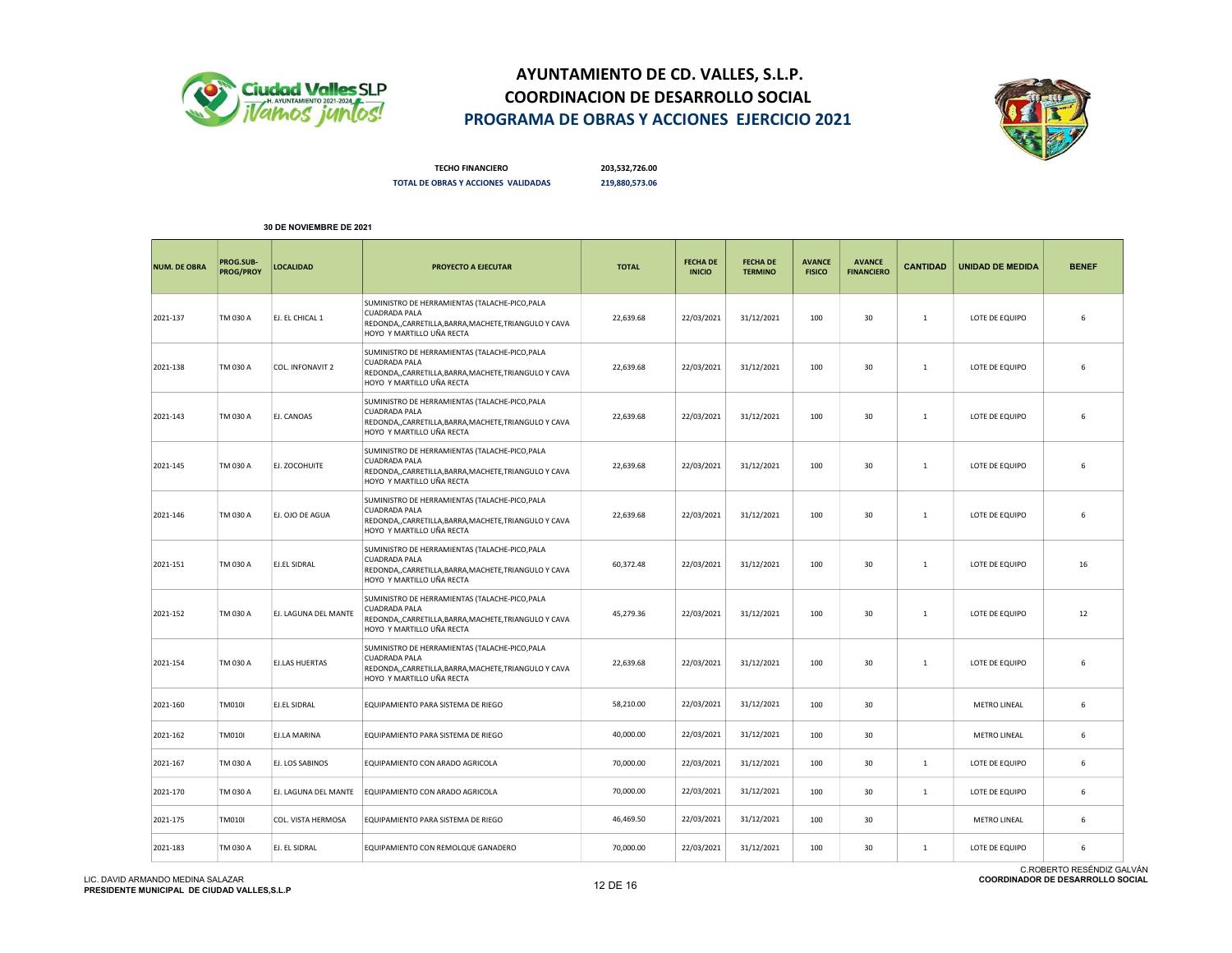# AYUNTAMIENTO DE CD. VALLES, S.L.P.
## COORDINACION DE DESARROLLO SOCIAL
## PROGRAMA DE OBRAS Y ACCIONES EJERCICIO 2021

**TECHO FINANCIERO** **203,532,726.00**
**TOTAL DE OBRAS Y ACCIONES VALIDADAS** **219,880,573.06**

**30 DE NOVIEMBRE DE 2021**

| NUM. DE OBRA | PROG.SUB-PROG/PROY | LOCALIDAD | PROYECTO A EJECUTAR | TOTAL | FECHA DE INICIO | FECHA DE TERMINO | AVANCE FISICO | AVANCE FINANCIERO | CANTIDAD | UNIDAD DE MEDIDA | BENEF |
|---|---|---|---|---|---|---|---|---|---|---|---|
| 2021-137 | TM 030 A | EJ. EL CHICAL 1 | SUMINISTRO DE HERRAMIENTAS (TALACHE-PICO,PALA CUADRADA PALA REDONDA,,CARRETILLA,BARRA,MACHETE,TRIANGULO Y CAVA HOYO Y MARTILLO UÑA RECTA | 22,639.68 | 22/03/2021 | 31/12/2021 | 100 | 30 | 1 | LOTE DE EQUIPO | 6 |
| 2021-138 | TM 030 A | COL. INFONAVIT 2 | SUMINISTRO DE HERRAMIENTAS (TALACHE-PICO,PALA CUADRADA PALA REDONDA,,CARRETILLA,BARRA,MACHETE,TRIANGULO Y CAVA HOYO Y MARTILLO UÑA RECTA | 22,639.68 | 22/03/2021 | 31/12/2021 | 100 | 30 | 1 | LOTE DE EQUIPO | 6 |
| 2021-143 | TM 030 A | EJ. CANOAS | SUMINISTRO DE HERRAMIENTAS (TALACHE-PICO,PALA CUADRADA PALA REDONDA,,CARRETILLA,BARRA,MACHETE,TRIANGULO Y CAVA HOYO Y MARTILLO UÑA RECTA | 22,639.68 | 22/03/2021 | 31/12/2021 | 100 | 30 | 1 | LOTE DE EQUIPO | 6 |
| 2021-145 | TM 030 A | EJ. ZOCOHUITE | SUMINISTRO DE HERRAMIENTAS (TALACHE-PICO,PALA CUADRADA PALA REDONDA,,CARRETILLA,BARRA,MACHETE,TRIANGULO Y CAVA HOYO Y MARTILLO UÑA RECTA | 22,639.68 | 22/03/2021 | 31/12/2021 | 100 | 30 | 1 | LOTE DE EQUIPO | 6 |
| 2021-146 | TM 030 A | EJ. OJO DE AGUA | SUMINISTRO DE HERRAMIENTAS (TALACHE-PICO,PALA CUADRADA PALA REDONDA,,CARRETILLA,BARRA,MACHETE,TRIANGULO Y CAVA HOYO Y MARTILLO UÑA RECTA | 22,639.68 | 22/03/2021 | 31/12/2021 | 100 | 30 | 1 | LOTE DE EQUIPO | 6 |
| 2021-151 | TM 030 A | EJ.EL SIDRAL | SUMINISTRO DE HERRAMIENTAS (TALACHE-PICO,PALA CUADRADA PALA REDONDA,,CARRETILLA,BARRA,MACHETE,TRIANGULO Y CAVA HOYO Y MARTILLO UÑA RECTA | 60,372.48 | 22/03/2021 | 31/12/2021 | 100 | 30 | 1 | LOTE DE EQUIPO | 16 |
| 2021-152 | TM 030 A | EJ. LAGUNA DEL MANTE | SUMINISTRO DE HERRAMIENTAS (TALACHE-PICO,PALA CUADRADA PALA REDONDA,,CARRETILLA,BARRA,MACHETE,TRIANGULO Y CAVA HOYO Y MARTILLO UÑA RECTA | 45,279.36 | 22/03/2021 | 31/12/2021 | 100 | 30 | 1 | LOTE DE EQUIPO | 12 |
| 2021-154 | TM 030 A | EJ.LAS HUERTAS | SUMINISTRO DE HERRAMIENTAS (TALACHE-PICO,PALA CUADRADA PALA REDONDA,,CARRETILLA,BARRA,MACHETE,TRIANGULO Y CAVA HOYO Y MARTILLO UÑA RECTA | 22,639.68 | 22/03/2021 | 31/12/2021 | 100 | 30 | 1 | LOTE DE EQUIPO | 6 |
| 2021-160 | TM010I | EJ.EL SIDRAL | EQUIPAMIENTO PARA SISTEMA DE RIEGO | 58,210.00 | 22/03/2021 | 31/12/2021 | 100 | 30 | | METRO LINEAL | 6 |
| 2021-162 | TM010I | EJ.LA MARINA | EQUIPAMIENTO PARA SISTEMA DE RIEGO | 40,000.00 | 22/03/2021 | 31/12/2021 | 100 | 30 | | METRO LINEAL | 6 |
| 2021-167 | TM 030 A | EJ. LOS SABINOS | EQUIPAMIENTO CON ARADO AGRICOLA | 70,000.00 | 22/03/2021 | 31/12/2021 | 100 | 30 | 1 | LOTE DE EQUIPO | 6 |
| 2021-170 | TM 030 A | EJ. LAGUNA DEL MANTE | EQUIPAMIENTO CON ARADO AGRICOLA | 70,000.00 | 22/03/2021 | 31/12/2021 | 100 | 30 | 1 | LOTE DE EQUIPO | 6 |
| 2021-175 | TM010I | COL. VISTA HERMOSA | EQUIPAMIENTO PARA SISTEMA DE RIEGO | 46,469.50 | 22/03/2021 | 31/12/2021 | 100 | 30 | | METRO LINEAL | 6 |
| 2021-183 | TM 030 A | EJ. EL SIDRAL | EQUIPAMIENTO CON REMOLQUE GANADERO | 70,000.00 | 22/03/2021 | 31/12/2021 | 100 | 30 | 1 | LOTE DE EQUIPO | 6 |

LIC. DAVID ARMANDO MEDINA SALAZAR
**PRESIDENTE MUNICIPAL DE CIUDAD VALLES,S.L.P**

C.ROBERTO RESÉNDIZ GALVÁN
**COORDINADOR DE DESARROLLO SOCIAL**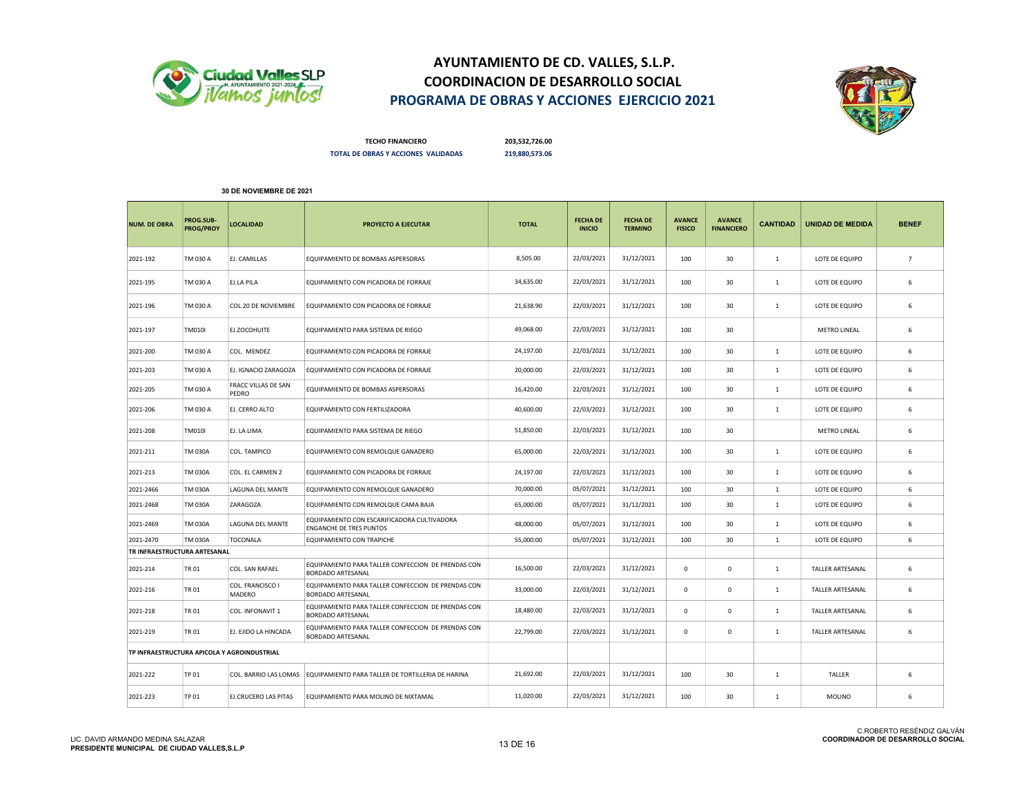# AYUNTAMIENTO DE CD. VALLES, S.L.P.
## COORDINACION DE DESARROLLO SOCIAL
## PROGRAMA DE OBRAS Y ACCIONES EJERCICIO 2021

**TECHO FINANCIERO** 203,532,726.00

**TOTAL DE OBRAS Y ACCIONES VALIDADAS** 219,880,573.06

**30 DE NOVIEMBRE DE 2021**

| NUM. DE OBRA | PROG.SUB-PROG/PROY | LOCALIDAD | PROYECTO A EJECUTAR | TOTAL | FECHA DE INICIO | FECHA DE TERMINO | AVANCE FISICO | AVANCE FINANCIERO | CANTIDAD | UNIDAD DE MEDIDA | BENEF |
|---|---|---|---|---|---|---|---|---|---|---|---|
| 2021-192 | TM 030 A | EJ. CAMILLAS | EQUIPAMIENTO DE BOMBAS ASPERSORAS | 8,505.00 | 22/03/2021 | 31/12/2021 | 100 | 30 | 1 | LOTE DE EQUIPO | 7 |
| 2021-195 | TM 030 A | EJ.LA PILA | EQUIPAMIENTO CON PICADORA DE FORRAJE | 34,635.00 | 22/03/2021 | 31/12/2021 | 100 | 30 | 1 | LOTE DE EQUIPO | 6 |
| 2021-196 | TM 030 A | COL.20 DE NOVIEMBRE | EQUIPAMIENTO CON PICADORA DE FORRAJE | 21,638.90 | 22/03/2021 | 31/12/2021 | 100 | 30 | 1 | LOTE DE EQUIPO | 6 |
| 2021-197 | TM010I | EJ.ZOCOHUITE | EQUIPAMIENTO PARA SISTEMA DE RIEGO | 49,068.00 | 22/03/2021 | 31/12/2021 | 100 | 30 | | METRO LINEAL | 6 |
| 2021-200 | TM 030 A | COL. MENDEZ | EQUIPAMIENTO CON PICADORA DE FORRAJE | 24,197.00 | 22/03/2021 | 31/12/2021 | 100 | 30 | 1 | LOTE DE EQUIPO | 6 |
| 2021-203 | TM 030 A | EJ. IGNACIO ZARAGOZA | EQUIPAMIENTO CON PICADORA DE FORRAJE | 20,000.00 | 22/03/2021 | 31/12/2021 | 100 | 30 | 1 | LOTE DE EQUIPO | 6 |
| 2021-205 | TM 030 A | FRACC VILLAS DE SAN PEDRO | EQUIPAMIENTO DE BOMBAS ASPERSORAS | 16,420.00 | 22/03/2021 | 31/12/2021 | 100 | 30 | 1 | LOTE DE EQUIPO | 6 |
| 2021-206 | TM 030 A | EJ. CERRO ALTO | EQUIPAMIENTO CON FERTILIZADORA | 40,600.00 | 22/03/2021 | 31/12/2021 | 100 | 30 | 1 | LOTE DE EQUIPO | 6 |
| 2021-208 | TM010I | EJ. LA LIMA | EQUIPAMIENTO PARA SISTEMA DE RIEGO | 51,850.00 | 22/03/2021 | 31/12/2021 | 100 | 30 | | METRO LINEAL | 6 |
| 2021-211 | TM 030A | COL. TAMPICO | EQUIPAMIENTO CON REMOLQUE GANADERO | 65,000.00 | 22/03/2021 | 31/12/2021 | 100 | 30 | 1 | LOTE DE EQUIPO | 6 |
| 2021-213 | TM 030A | COL. EL CARMEN 2 | EQUIPAMIENTO CON PICADORA DE FORRAJE | 24,197.00 | 22/03/2021 | 31/12/2021 | 100 | 30 | 1 | LOTE DE EQUIPO | 6 |
| 2021-2466 | TM 030A | LAGUNA DEL MANTE | EQUIPAMIENTO CON REMOLQUE GANADERO | 70,000.00 | 05/07/2021 | 31/12/2021 | 100 | 30 | 1 | LOTE DE EQUIPO | 6 |
| 2021-2468 | TM 030A | ZARAGOZA | EQUIPAMIENTO CON REMOLQUE CAMA BAJA | 65,000.00 | 05/07/2021 | 31/12/2021 | 100 | 30 | 1 | LOTE DE EQUIPO | 6 |
| 2021-2469 | TM 030A | LAGUNA DEL MANTE | EQUIPAMIENTO CON ESCARIFICADORA CULTIVADORA ENGANCHE DE TRES PUNTOS | 48,000.00 | 05/07/2021 | 31/12/2021 | 100 | 30 | 1 | LOTE DE EQUIPO | 6 |
| 2021-2470 | TM 030A | TOCONALA | EQUIPAMIENTO CON TRAPICHE | 55,000.00 | 05/07/2021 | 31/12/2021 | 100 | 30 | 1 | LOTE DE EQUIPO | 6 |
| **TR INFRAESTRUCTURA ARTESANAL** | | | | | | | | | | | |
| 2021-214 | TR 01 | COL. SAN RAFAEL | EQUIPAMIENTO PARA TALLER CONFECCION DE PRENDAS CON BORDADO ARTESANAL | 16,500.00 | 22/03/2021 | 31/12/2021 | 0 | 0 | 1 | TALLER ARTESANAL | 6 |
| 2021-216 | TR 01 | COL. FRANCISCO I MADERO | EQUIPAMIENTO PARA TALLER CONFECCION DE PRENDAS CON BORDADO ARTESANAL | 33,000.00 | 22/03/2021 | 31/12/2021 | 0 | 0 | 1 | TALLER ARTESANAL | 6 |
| 2021-218 | TR 01 | COL. INFONAVIT 1 | EQUIPAMIENTO PARA TALLER CONFECCION DE PRENDAS CON BORDADO ARTESANAL | 18,480.00 | 22/03/2021 | 31/12/2021 | 0 | 0 | 1 | TALLER ARTESANAL | 6 |
| 2021-219 | TR 01 | EJ. EJIDO LA HINCADA | EQUIPAMIENTO PARA TALLER CONFECCION DE PRENDAS CON BORDADO ARTESANAL | 22,799.00 | 22/03/2021 | 31/12/2021 | 0 | 0 | 1 | TALLER ARTESANAL | 6 |
| **TP INFRAESTRUCTURA APICOLA Y AGROINDUSTRIAL** | | | | | | | | | | | |
| 2021-222 | TP 01 | COL. BARRIO LAS LOMAS | EQUIPAMIENTO PARA TALLER DE TORTILLERIA DE HARINA | 21,692.00 | 22/03/2021 | 31/12/2021 | 100 | 30 | 1 | TALLER | 6 |
| 2021-223 | TP 01 | EJ.CRUCERO LAS PITAS | EQUIPAMIENTO PARA MOLINO DE NIXTAMAL | 11,020.00 | 22/03/2021 | 31/12/2021 | 100 | 30 | 1 | MOLINO | 6 |

LIC. DAVID ARMANDO MEDINA SALAZAR
**PRESIDENTE MUNICIPAL DE CIUDAD VALLES,S.L.P**

C.ROBERTO RESÉNDIZ GALVÁN
**COORDINADOR DE DESARROLLO SOCIAL**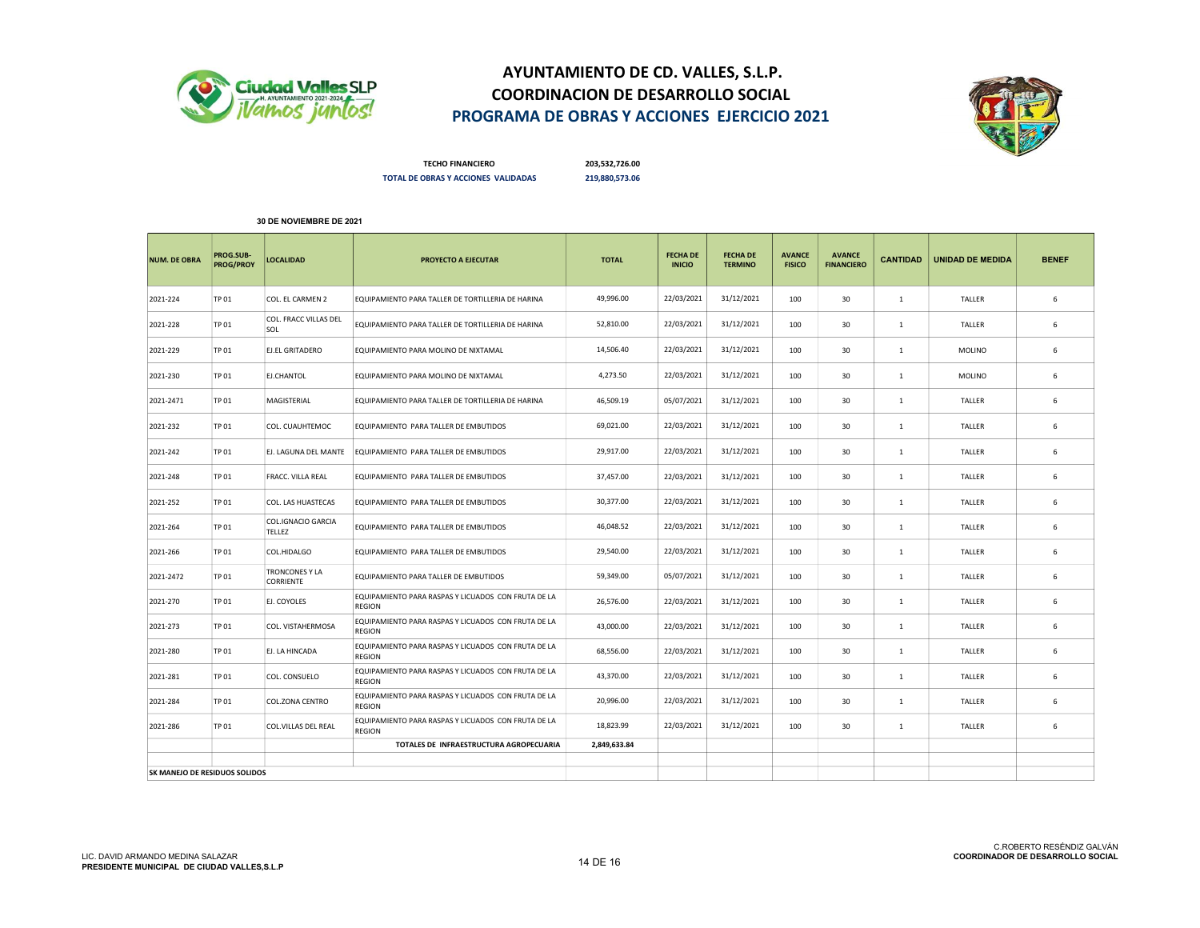# AYUNTAMIENTO DE CD. VALLES, S.L.P.
## COORDINACION DE DESARROLLO SOCIAL
## PROGRAMA DE OBRAS Y ACCIONES EJERCICIO 2021

**TECHO FINANCIERO** 203,532,726.00

**TOTAL DE OBRAS Y ACCIONES VALIDADAS** 219,880,573.06

**30 DE NOVIEMBRE DE 2021**

| NUM. DE OBRA | PROG.SUB-PROG/PROY | LOCALIDAD | PROYECTO A EJECUTAR | TOTAL | FECHA DE INICIO | FECHA DE TERMINO | AVANCE FISICO | AVANCE FINANCIERO | CANTIDAD | UNIDAD DE MEDIDA | BENEF |
|---|---|---|---|---|---|---|---|---|---|---|---|
| 2021-224 | TP 01 | COL. EL CARMEN 2 | EQUIPAMIENTO PARA TALLER DE TORTILLERIA DE HARINA | 49,996.00 | 22/03/2021 | 31/12/2021 | 100 | 30 | 1 | TALLER | 6 |
| 2021-228 | TP 01 | COL. FRACC VILLAS DEL SOL | EQUIPAMIENTO PARA TALLER DE TORTILLERIA DE HARINA | 52,810.00 | 22/03/2021 | 31/12/2021 | 100 | 30 | 1 | TALLER | 6 |
| 2021-229 | TP 01 | EJ.EL GRITADERO | EQUIPAMIENTO PARA MOLINO DE NIXTAMAL | 14,506.40 | 22/03/2021 | 31/12/2021 | 100 | 30 | 1 | MOLINO | 6 |
| 2021-230 | TP 01 | EJ.CHANTOL | EQUIPAMIENTO PARA MOLINO DE NIXTAMAL | 4,273.50 | 22/03/2021 | 31/12/2021 | 100 | 30 | 1 | MOLINO | 6 |
| 2021-2471 | TP 01 | MAGISTERIAL | EQUIPAMIENTO PARA TALLER DE TORTILLERIA DE HARINA | 46,509.19 | 05/07/2021 | 31/12/2021 | 100 | 30 | 1 | TALLER | 6 |
| 2021-232 | TP 01 | COL. CUAUHTEMOC | EQUIPAMIENTO PARA TALLER DE EMBUTIDOS | 69,021.00 | 22/03/2021 | 31/12/2021 | 100 | 30 | 1 | TALLER | 6 |
| 2021-242 | TP 01 | EJ. LAGUNA DEL MANTE | EQUIPAMIENTO PARA TALLER DE EMBUTIDOS | 29,917.00 | 22/03/2021 | 31/12/2021 | 100 | 30 | 1 | TALLER | 6 |
| 2021-248 | TP 01 | FRACC. VILLA REAL | EQUIPAMIENTO PARA TALLER DE EMBUTIDOS | 37,457.00 | 22/03/2021 | 31/12/2021 | 100 | 30 | 1 | TALLER | 6 |
| 2021-252 | TP 01 | COL. LAS HUASTECAS | EQUIPAMIENTO PARA TALLER DE EMBUTIDOS | 30,377.00 | 22/03/2021 | 31/12/2021 | 100 | 30 | 1 | TALLER | 6 |
| 2021-264 | TP 01 | COL.IGNACIO GARCIA TELLEZ | EQUIPAMIENTO PARA TALLER DE EMBUTIDOS | 46,048.52 | 22/03/2021 | 31/12/2021 | 100 | 30 | 1 | TALLER | 6 |
| 2021-266 | TP 01 | COL.HIDALGO | EQUIPAMIENTO PARA TALLER DE EMBUTIDOS | 29,540.00 | 22/03/2021 | 31/12/2021 | 100 | 30 | 1 | TALLER | 6 |
| 2021-2472 | TP 01 | TRONCONES Y LA CORRIENTE | EQUIPAMIENTO PARA TALLER DE EMBUTIDOS | 59,349.00 | 05/07/2021 | 31/12/2021 | 100 | 30 | 1 | TALLER | 6 |
| 2021-270 | TP 01 | EJ. COYOLES | EQUIPAMIENTO PARA RASPAS Y LICUADOS CON FRUTA DE LA REGION | 26,576.00 | 22/03/2021 | 31/12/2021 | 100 | 30 | 1 | TALLER | 6 |
| 2021-273 | TP 01 | COL. VISTAHERMOSA | EQUIPAMIENTO PARA RASPAS Y LICUADOS CON FRUTA DE LA REGION | 43,000.00 | 22/03/2021 | 31/12/2021 | 100 | 30 | 1 | TALLER | 6 |
| 2021-280 | TP 01 | EJ. LA HINCADA | EQUIPAMIENTO PARA RASPAS Y LICUADOS CON FRUTA DE LA REGION | 68,556.00 | 22/03/2021 | 31/12/2021 | 100 | 30 | 1 | TALLER | 6 |
| 2021-281 | TP 01 | COL. CONSUELO | EQUIPAMIENTO PARA RASPAS Y LICUADOS CON FRUTA DE LA REGION | 43,370.00 | 22/03/2021 | 31/12/2021 | 100 | 30 | 1 | TALLER | 6 |
| 2021-284 | TP 01 | COL.ZONA CENTRO | EQUIPAMIENTO PARA RASPAS Y LICUADOS CON FRUTA DE LA REGION | 20,996.00 | 22/03/2021 | 31/12/2021 | 100 | 30 | 1 | TALLER | 6 |
| 2021-286 | TP 01 | COL.VILLAS DEL REAL | EQUIPAMIENTO PARA RASPAS Y LICUADOS CON FRUTA DE LA REGION | 18,823.99 | 22/03/2021 | 31/12/2021 | 100 | 30 | 1 | TALLER | 6 |
| | | | **TOTALES DE INFRAESTRUCTURA AGROPECUARIA** | **2,849,633.84** | | | | | | | |
| | | | | | | | | | | | |
| **SK MANEJO DE RESIDUOS SOLIDOS** | | | | | | | | | | | |

LIC. DAVID ARMANDO MEDINA SALAZAR
**PRESIDENTE MUNICIPAL DE CIUDAD VALLES,S.L.P**

C.ROBERTO RESÉNDIZ GALVÁN
**COORDINADOR DE DESARROLLO SOCIAL**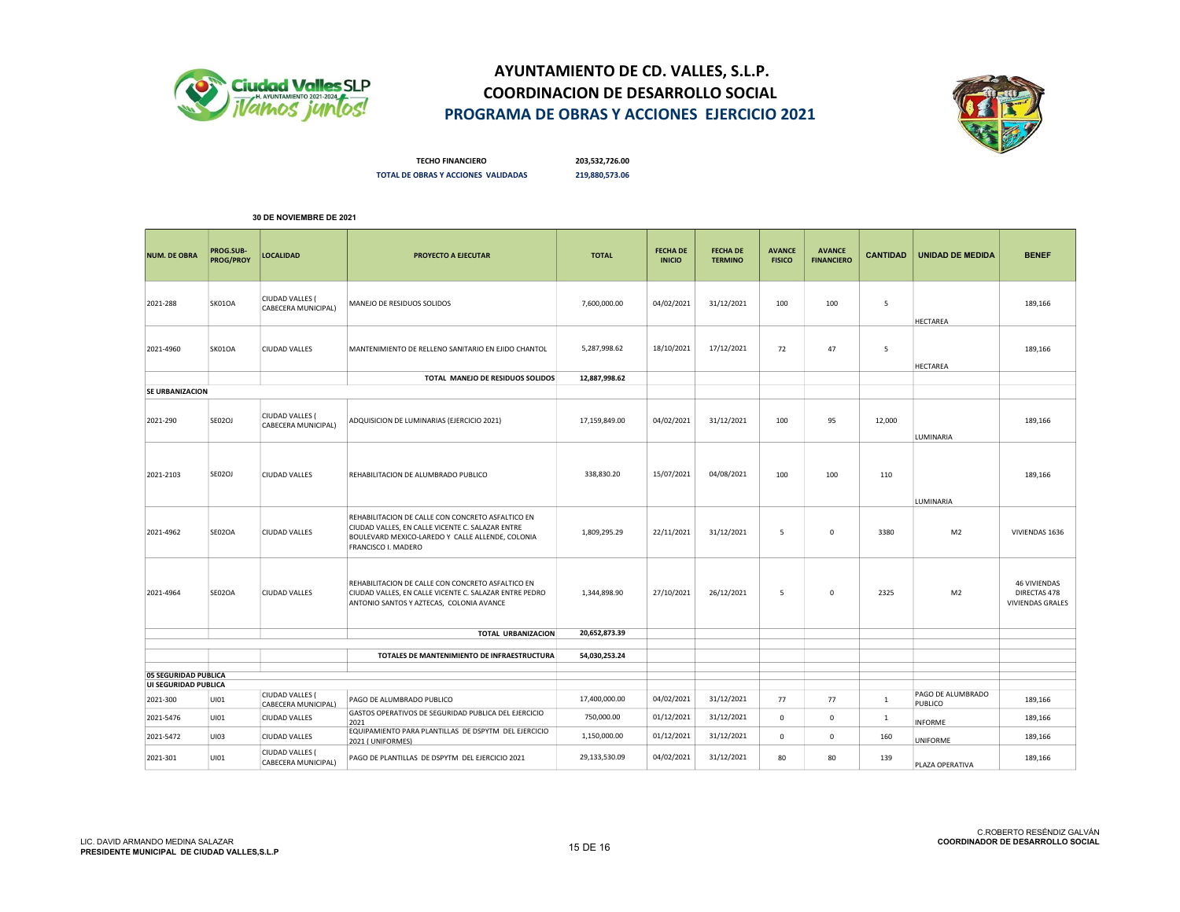# AYUNTAMIENTO DE CD. VALLES, S.L.P.
## COORDINACION DE DESARROLLO SOCIAL
## PROGRAMA DE OBRAS Y ACCIONES EJERCICIO 2021

**TECHO FINANCIERO** 203,532,726.00

**TOTAL DE OBRAS Y ACCIONES VALIDADAS** 219,880,573.06

**30 DE NOVIEMBRE DE 2021**

| NUM. DE OBRA | PROG.SUB-PROG/PROY | LOCALIDAD | PROYECTO A EJECUTAR | TOTAL | FECHA DE INICIO | FECHA DE TERMINO | AVANCE FISICO | AVANCE FINANCIERO | CANTIDAD | UNIDAD DE MEDIDA | BENEF |
|---|---|---|---|---|---|---|---|---|---|---|---|
| 2021-288 | SK01OA | CIUDAD VALLES ( CABECERA MUNICIPAL) | MANEJO DE RESIDUOS SOLIDOS | 7,600,000.00 | 04/02/2021 | 31/12/2021 | 100 | 100 | 5 | HECTAREA | 189,166 |
| 2021-4960 | SK01OA | CIUDAD VALLES | MANTENIMIENTO DE RELLENO SANITARIO EN EJIDO CHANTOL | 5,287,998.62 | 18/10/2021 | 17/12/2021 | 72 | 47 | 5 | HECTAREA | 189,166 |
| | | | TOTAL MANEJO DE RESIDUOS SOLIDOS | 12,887,998.62 | | | | | | | |
| **SE URBANIZACION** | | | | | | | | | | | |
| 2021-290 | SE02OJ | CIUDAD VALLES ( CABECERA MUNICIPAL) | ADQUISICION DE LUMINARIAS (EJERCICIO 2021) | 17,159,849.00 | 04/02/2021 | 31/12/2021 | 100 | 95 | 12,000 | LUMINARIA | 189,166 |
| 2021-2103 | SE02OJ | CIUDAD VALLES | REHABILITACION DE ALUMBRADO PUBLICO | 338,830.20 | 15/07/2021 | 04/08/2021 | 100 | 100 | 110 | LUMINARIA | 189,166 |
| 2021-4962 | SE02OA | CIUDAD VALLES | REHABILITACION DE CALLE CON CONCRETO ASFALTICO EN CIUDAD VALLES, EN CALLE VICENTE C. SALAZAR ENTRE BOULEVARD MEXICO-LAREDO Y CALLE ALLENDE, COLONIA FRANCISCO I. MADERO | 1,809,295.29 | 22/11/2021 | 31/12/2021 | 5 | 0 | 3380 | M2 | VIVIENDAS 1636 |
| 2021-4964 | SE02OA | CIUDAD VALLES | REHABILITACION DE CALLE CON CONCRETO ASFALTICO EN CIUDAD VALLES, EN CALLE VICENTE C. SALAZAR ENTRE PEDRO ANTONIO SANTOS Y AZTECAS, COLONIA AVANCE | 1,344,898.90 | 27/10/2021 | 26/12/2021 | 5 | 0 | 2325 | M2 | 46 VIVIENDAS DIRECTAS 478 VIVIENDAS GRALES |
| | | | TOTAL URBANIZACION | 20,652,873.39 | | | | | | | |
| | | | TOTALES DE MANTENIMIENTO DE INFRAESTRUCTURA | 54,030,253.24 | | | | | | | |
| **05 SEGURIDAD PUBLICA** | | | | | | | | | | | |
| **UI SEGURIDAD PUBLICA** | | | | | | | | | | | |
| 2021-300 | UI01 | CIUDAD VALLES ( CABECERA MUNICIPAL) | PAGO DE ALUMBRADO PUBLICO | 17,400,000.00 | 04/02/2021 | 31/12/2021 | 77 | 77 | 1 | PAGO DE ALUMBRADO PUBLICO | 189,166 |
| 2021-5476 | UI01 | CIUDAD VALLES | GASTOS OPERATIVOS DE SEGURIDAD PUBLICA DEL EJERCICIO 2021 | 750,000.00 | 01/12/2021 | 31/12/2021 | 0 | 0 | 1 | INFORME | 189,166 |
| 2021-5472 | UI03 | CIUDAD VALLES | EQUIPAMIENTO PARA PLANTILLAS DE DSPYTM DEL EJERCICIO 2021 ( UNIFORMES) | 1,150,000.00 | 01/12/2021 | 31/12/2021 | 0 | 0 | 160 | UNIFORME | 189,166 |
| 2021-301 | UI01 | CIUDAD VALLES ( CABECERA MUNICIPAL) | PAGO DE PLANTILLAS DE DSPYTM DEL EJERCICIO 2021 | 29,133,530.09 | 04/02/2021 | 31/12/2021 | 80 | 80 | 139 | PLAZA OPERATIVA | 189,166 |

LIC. DAVID ARMANDO MEDINA SALAZAR
**PRESIDENTE MUNICIPAL DE CIUDAD VALLES,S.L.P**

C.ROBERTO RESÉNDIZ GALVÁN
**COORDINADOR DE DESARROLLO SOCIAL**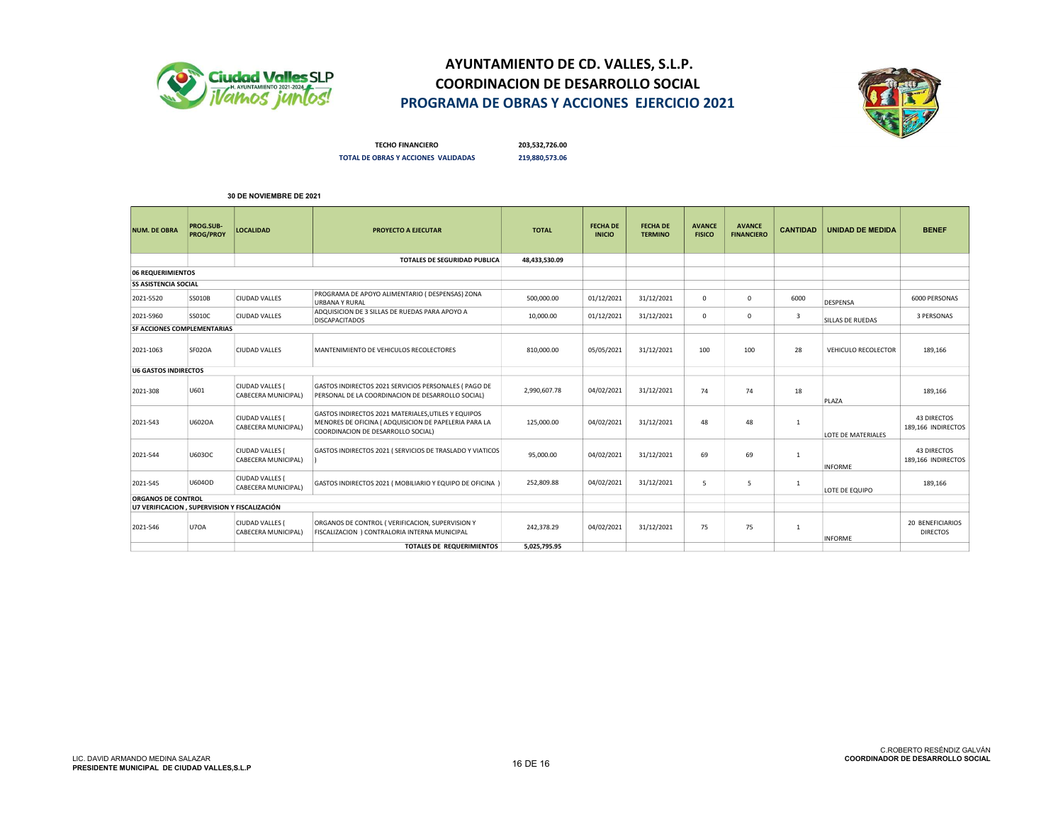# AYUNTAMIENTO DE CD. VALLES, S.L.P.

## COORDINACION DE DESARROLLO SOCIAL

## PROGRAMA DE OBRAS Y ACCIONES EJERCICIO 2021

**TECHO FINANCIERO** 203,532,726.00

**TOTAL DE OBRAS Y ACCIONES VALIDADAS** 219,880,573.06

**30 DE NOVIEMBRE DE 2021**

| NUM. DE OBRA | PROG.SUB-PROG/PROY | LOCALIDAD | PROYECTO A EJECUTAR | TOTAL | FECHA DE INICIO | FECHA DE TERMINO | AVANCE FISICO | AVANCE FINANCIERO | CANTIDAD | UNIDAD DE MEDIDA | BENEF |
|---|---|---|---|---|---|---|---|---|---|---|---|
| | | | TOTALES DE SEGURIDAD PUBLICA | 48,433,530.09 | | | | | | | |
| 06 REQUERIMIENTOS | | | | | | | | | | | |
| SS ASISTENCIA SOCIAL | | | | | | | | | | | |
| 2021-5520 | SS010B | CIUDAD VALLES | PROGRAMA DE APOYO ALIMENTARIO ( DESPENSAS) ZONA URBANA Y RURAL | 500,000.00 | 01/12/2021 | 31/12/2021 | 0 | 0 | 6000 | DESPENSA | 6000 PERSONAS |
| 2021-5960 | SS010C | CIUDAD VALLES | ADQUISICION DE 3 SILLAS DE RUEDAS PARA APOYO A DISCAPACITADOS | 10,000.00 | 01/12/2021 | 31/12/2021 | 0 | 0 | 3 | SILLAS DE RUEDAS | 3 PERSONAS |
| SF ACCIONES COMPLEMENTARIAS | | | | | | | | | | | |
| 2021-1063 | SF02OA | CIUDAD VALLES | MANTENIMIENTO DE VEHICULOS RECOLECTORES | 810,000.00 | 05/05/2021 | 31/12/2021 | 100 | 100 | 28 | VEHICULO RECOLECTOR | 189,166 |
| U6 GASTOS INDIRECTOS | | | | | | | | | | | |
| 2021-308 | U601 | CIUDAD VALLES ( CABECERA MUNICIPAL) | GASTOS INDIRECTOS 2021 SERVICIOS PERSONALES ( PAGO DE PERSONAL DE LA COORDINACION DE DESARROLLO SOCIAL) | 2,990,607.78 | 04/02/2021 | 31/12/2021 | 74 | 74 | 18 | PLAZA | 189,166 |
| 2021-543 | U602OA | CIUDAD VALLES ( CABECERA MUNICIPAL) | GASTOS INDIRECTOS 2021 MATERIALES,UTILES Y EQUIPOS MENORES DE OFICINA ( ADQUISICION DE PAPELERIA PARA LA COORDINACION DE DESARROLLO SOCIAL) | 125,000.00 | 04/02/2021 | 31/12/2021 | 48 | 48 | 1 | LOTE DE MATERIALES | 43 DIRECTOS 189,166 INDIRECTOS |
| 2021-544 | U603OC | CIUDAD VALLES ( CABECERA MUNICIPAL) | GASTOS INDIRECTOS 2021 ( SERVICIOS DE TRASLADO Y VIATICOS ) | 95,000.00 | 04/02/2021 | 31/12/2021 | 69 | 69 | 1 | INFORME | 43 DIRECTOS 189,166 INDIRECTOS |
| 2021-545 | U604OD | CIUDAD VALLES ( CABECERA MUNICIPAL) | GASTOS INDIRECTOS 2021 ( MOBILIARIO Y EQUIPO DE OFICINA ) | 252,809.88 | 04/02/2021 | 31/12/2021 | 5 | 5 | 1 | LOTE DE EQUIPO | 189,166 |
| ORGANOS DE CONTROL | | | | | | | | | | | |
| U7 VERIFICACION , SUPERVISION Y FISCALIZACIÓN | | | | | | | | | | | |
| 2021-546 | U7OA | CIUDAD VALLES ( CABECERA MUNICIPAL) | ORGANOS DE CONTROL ( VERIFICACION, SUPERVISION Y FISCALIZACION ) CONTRALORIA INTERNA MUNICIPAL | 242,378.29 | 04/02/2021 | 31/12/2021 | 75 | 75 | 1 | INFORME | 20 BENEFICIARIOS DIRECTOS |
| | | | TOTALES DE REQUERIMIENTOS | 5,025,795.95 | | | | | | | |

LIC. DAVID ARMANDO MEDINA SALAZAR
**PRESIDENTE MUNICIPAL DE CIUDAD VALLES,S.L.P**

C.ROBERTO RESÉNDIZ GALVÁN
**COORDINADOR DE DESARROLLO SOCIAL**